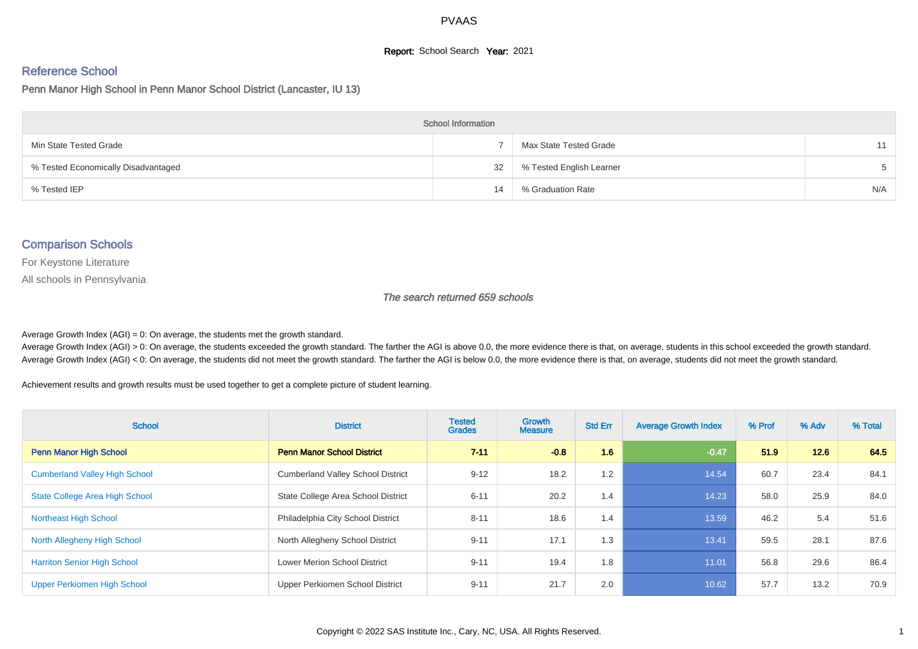# PVAAS

**Report:** School Search **Year:** 2021

## Reference School

Penn Manor High School in Penn Manor School District (Lancaster, IU 13)

| School Information | | | |
|---|---|---|---|
| Min State Tested Grade | 7 | Max State Tested Grade | 11 |
| % Tested Economically Disadvantaged | 32 | % Tested English Learner | 5 |
| % Tested IEP | 14 | % Graduation Rate | N/A |

## Comparison Schools

For Keystone Literature

All schools in Pennsylvania

*The search returned 659 schools*

Average Growth Index (AGI) = 0: On average, the students met the growth standard.
Average Growth Index (AGI) > 0: On average, the students exceeded the growth standard. The farther the AGI is above 0.0, the more evidence there is that, on average, students in this school exceeded the growth standard.
Average Growth Index (AGI) < 0: On average, the students did not meet the growth standard. The farther the AGI is below 0.0, the more evidence there is that, on average, students did not meet the growth standard.

Achievement results and growth results must be used together to get a complete picture of student learning.

| School | District | Tested Grades | Growth Measure | Std Err | Average Growth Index | % Prof | % Adv | % Total |
|---|---|---|---|---|---|---|---|---|
| **Penn Manor High School** | **Penn Manor School District** | **7-11** | **-0.8** | **1.6** | **-0.47** | **51.9** | **12.6** | **64.5** |
| Cumberland Valley High School | Cumberland Valley School District | 9-12 | 18.2 | 1.2 | 14.54 | 60.7 | 23.4 | 84.1 |
| State College Area High School | State College Area School District | 6-11 | 20.2 | 1.4 | 14.23 | 58.0 | 25.9 | 84.0 |
| Northeast High School | Philadelphia City School District | 8-11 | 18.6 | 1.4 | 13.59 | 46.2 | 5.4 | 51.6 |
| North Allegheny High School | North Allegheny School District | 9-11 | 17.1 | 1.3 | 13.41 | 59.5 | 28.1 | 87.6 |
| Harriton Senior High School | Lower Merion School District | 9-11 | 19.4 | 1.8 | 11.01 | 56.8 | 29.6 | 86.4 |
| Upper Perkiomen High School | Upper Perkiomen School District | 9-11 | 21.7 | 2.0 | 10.62 | 57.7 | 13.2 | 70.9 |

Copyright © 2022 SAS Institute Inc., Cary, NC, USA. All Rights Reserved.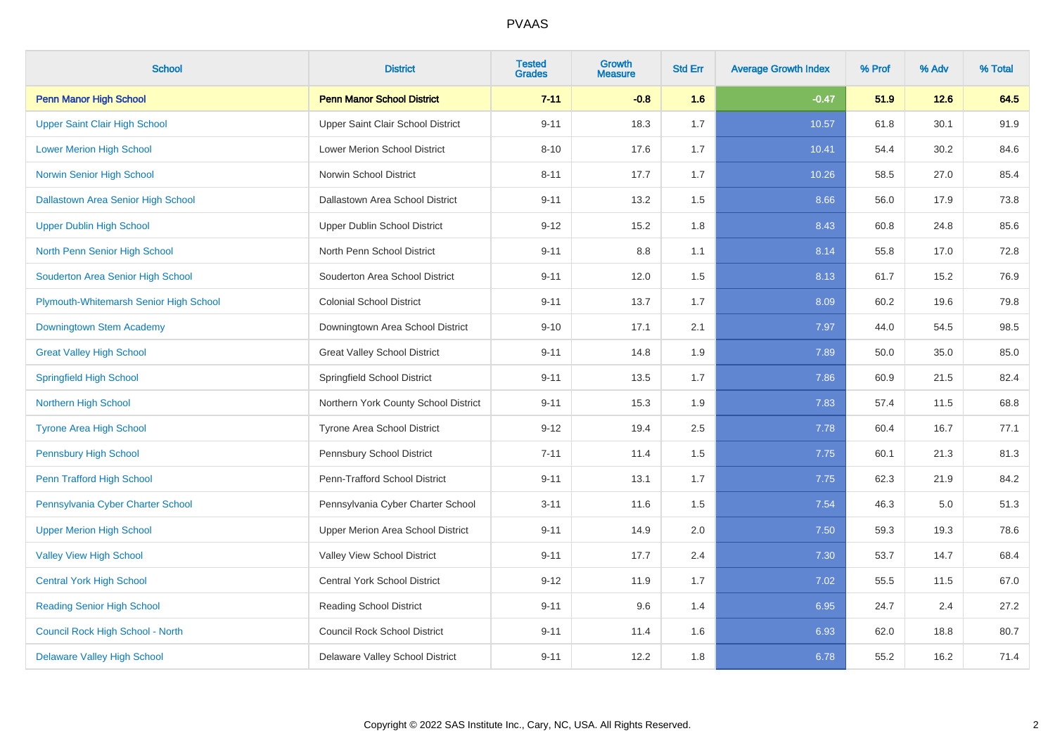# PVAAS

| School | District | Tested Grades | Growth Measure | Std Err | Average Growth Index | % Prof | % Adv | % Total |
|---|---|---|---|---|---|---|---|---|
| **Penn Manor High School** | **Penn Manor School District** | **7-11** | **-0.8** | **1.6** | **-0.47** | **51.9** | **12.6** | **64.5** |
| Upper Saint Clair High School | Upper Saint Clair School District | 9-11 | 18.3 | 1.7 | 10.57 | 61.8 | 30.1 | 91.9 |
| Lower Merion High School | Lower Merion School District | 8-10 | 17.6 | 1.7 | 10.41 | 54.4 | 30.2 | 84.6 |
| Norwin Senior High School | Norwin School District | 8-11 | 17.7 | 1.7 | 10.26 | 58.5 | 27.0 | 85.4 |
| Dallastown Area Senior High School | Dallastown Area School District | 9-11 | 13.2 | 1.5 | 8.66 | 56.0 | 17.9 | 73.8 |
| Upper Dublin High School | Upper Dublin School District | 9-12 | 15.2 | 1.8 | 8.43 | 60.8 | 24.8 | 85.6 |
| North Penn Senior High School | North Penn School District | 9-11 | 8.8 | 1.1 | 8.14 | 55.8 | 17.0 | 72.8 |
| Souderton Area Senior High School | Souderton Area School District | 9-11 | 12.0 | 1.5 | 8.13 | 61.7 | 15.2 | 76.9 |
| Plymouth-Whitemarsh Senior High School | Colonial School District | 9-11 | 13.7 | 1.7 | 8.09 | 60.2 | 19.6 | 79.8 |
| Downingtown Stem Academy | Downingtown Area School District | 9-10 | 17.1 | 2.1 | 7.97 | 44.0 | 54.5 | 98.5 |
| Great Valley High School | Great Valley School District | 9-11 | 14.8 | 1.9 | 7.89 | 50.0 | 35.0 | 85.0 |
| Springfield High School | Springfield School District | 9-11 | 13.5 | 1.7 | 7.86 | 60.9 | 21.5 | 82.4 |
| Northern High School | Northern York County School District | 9-11 | 15.3 | 1.9 | 7.83 | 57.4 | 11.5 | 68.8 |
| Tyrone Area High School | Tyrone Area School District | 9-12 | 19.4 | 2.5 | 7.78 | 60.4 | 16.7 | 77.1 |
| Pennsbury High School | Pennsbury School District | 7-11 | 11.4 | 1.5 | 7.75 | 60.1 | 21.3 | 81.3 |
| Penn Trafford High School | Penn-Trafford School District | 9-11 | 13.1 | 1.7 | 7.75 | 62.3 | 21.9 | 84.2 |
| Pennsylvania Cyber Charter School | Pennsylvania Cyber Charter School | 3-11 | 11.6 | 1.5 | 7.54 | 46.3 | 5.0 | 51.3 |
| Upper Merion High School | Upper Merion Area School District | 9-11 | 14.9 | 2.0 | 7.50 | 59.3 | 19.3 | 78.6 |
| Valley View High School | Valley View School District | 9-11 | 17.7 | 2.4 | 7.30 | 53.7 | 14.7 | 68.4 |
| Central York High School | Central York School District | 9-12 | 11.9 | 1.7 | 7.02 | 55.5 | 11.5 | 67.0 |
| Reading Senior High School | Reading School District | 9-11 | 9.6 | 1.4 | 6.95 | 24.7 | 2.4 | 27.2 |
| Council Rock High School - North | Council Rock School District | 9-11 | 11.4 | 1.6 | 6.93 | 62.0 | 18.8 | 80.7 |
| Delaware Valley High School | Delaware Valley School District | 9-11 | 12.2 | 1.8 | 6.78 | 55.2 | 16.2 | 71.4 |

Copyright © 2022 SAS Institute Inc., Cary, NC, USA. All Rights Reserved.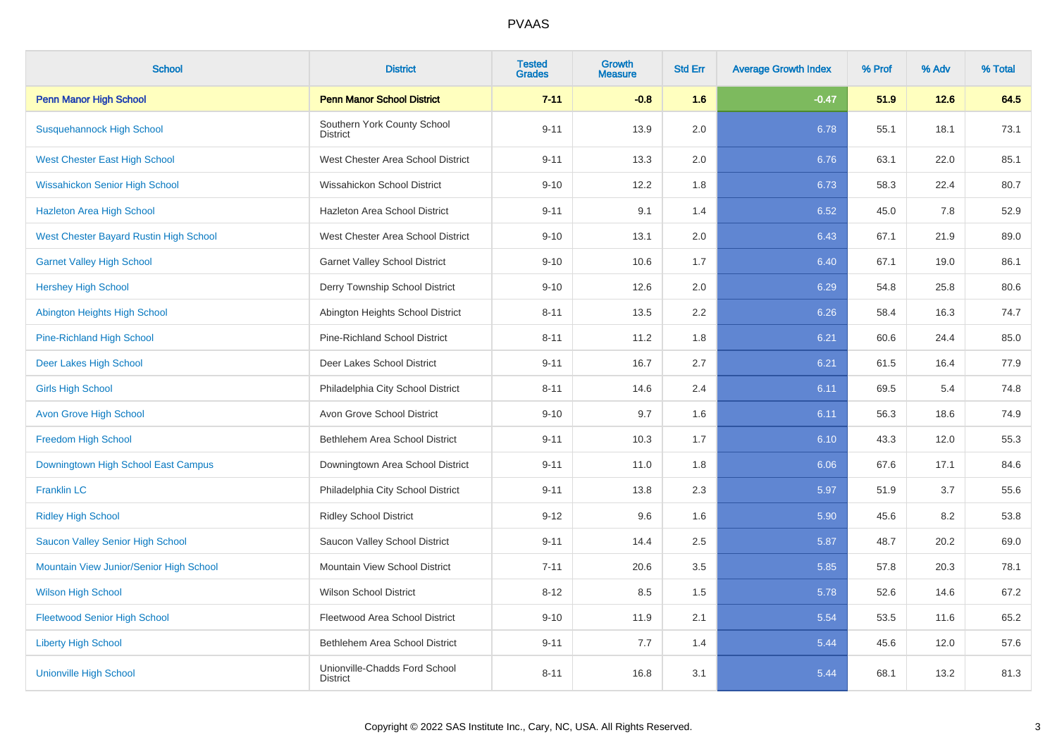# PVAAS

| School | District | Tested Grades | Growth Measure | Std Err | Average Growth Index | % Prof | % Adv | % Total |
|---|---|---|---|---|---|---|---|---|
| **Penn Manor High School** | **Penn Manor School District** | **7-11** | **-0.8** | **1.6** | **-0.47** | **51.9** | **12.6** | **64.5** |
| Susquehannock High School | Southern York County School District | 9-11 | 13.9 | 2.0 | 6.78 | 55.1 | 18.1 | 73.1 |
| West Chester East High School | West Chester Area School District | 9-11 | 13.3 | 2.0 | 6.76 | 63.1 | 22.0 | 85.1 |
| Wissahickon Senior High School | Wissahickon School District | 9-10 | 12.2 | 1.8 | 6.73 | 58.3 | 22.4 | 80.7 |
| Hazleton Area High School | Hazleton Area School District | 9-11 | 9.1 | 1.4 | 6.52 | 45.0 | 7.8 | 52.9 |
| West Chester Bayard Rustin High School | West Chester Area School District | 9-10 | 13.1 | 2.0 | 6.43 | 67.1 | 21.9 | 89.0 |
| Garnet Valley High School | Garnet Valley School District | 9-10 | 10.6 | 1.7 | 6.40 | 67.1 | 19.0 | 86.1 |
| Hershey High School | Derry Township School District | 9-10 | 12.6 | 2.0 | 6.29 | 54.8 | 25.8 | 80.6 |
| Abington Heights High School | Abington Heights School District | 8-11 | 13.5 | 2.2 | 6.26 | 58.4 | 16.3 | 74.7 |
| Pine-Richland High School | Pine-Richland School District | 8-11 | 11.2 | 1.8 | 6.21 | 60.6 | 24.4 | 85.0 |
| Deer Lakes High School | Deer Lakes School District | 9-11 | 16.7 | 2.7 | 6.21 | 61.5 | 16.4 | 77.9 |
| Girls High School | Philadelphia City School District | 8-11 | 14.6 | 2.4 | 6.11 | 69.5 | 5.4 | 74.8 |
| Avon Grove High School | Avon Grove School District | 9-10 | 9.7 | 1.6 | 6.11 | 56.3 | 18.6 | 74.9 |
| Freedom High School | Bethlehem Area School District | 9-11 | 10.3 | 1.7 | 6.10 | 43.3 | 12.0 | 55.3 |
| Downingtown High School East Campus | Downingtown Area School District | 9-11 | 11.0 | 1.8 | 6.06 | 67.6 | 17.1 | 84.6 |
| Franklin LC | Philadelphia City School District | 9-11 | 13.8 | 2.3 | 5.97 | 51.9 | 3.7 | 55.6 |
| Ridley High School | Ridley School District | 9-12 | 9.6 | 1.6 | 5.90 | 45.6 | 8.2 | 53.8 |
| Saucon Valley Senior High School | Saucon Valley School District | 9-11 | 14.4 | 2.5 | 5.87 | 48.7 | 20.2 | 69.0 |
| Mountain View Junior/Senior High School | Mountain View School District | 7-11 | 20.6 | 3.5 | 5.85 | 57.8 | 20.3 | 78.1 |
| Wilson High School | Wilson School District | 8-12 | 8.5 | 1.5 | 5.78 | 52.6 | 14.6 | 67.2 |
| Fleetwood Senior High School | Fleetwood Area School District | 9-10 | 11.9 | 2.1 | 5.54 | 53.5 | 11.6 | 65.2 |
| Liberty High School | Bethlehem Area School District | 9-11 | 7.7 | 1.4 | 5.44 | 45.6 | 12.0 | 57.6 |
| Unionville High School | Unionville-Chadds Ford School District | 8-11 | 16.8 | 3.1 | 5.44 | 68.1 | 13.2 | 81.3 |

Copyright © 2022 SAS Institute Inc., Cary, NC, USA. All Rights Reserved.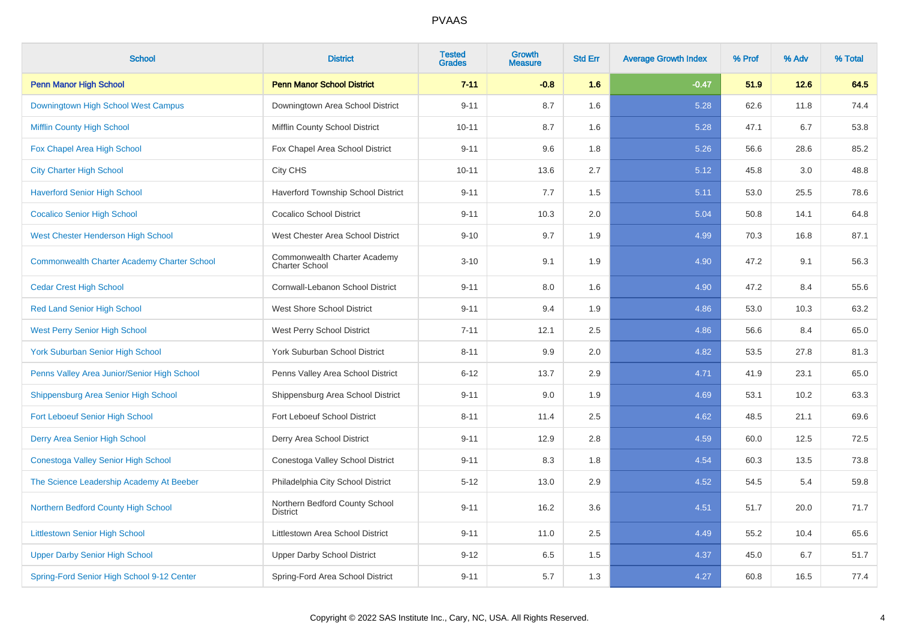| School | District | Tested Grades | Growth Measure | Std Err | Average Growth Index | % Prof | % Adv | % Total |
|---|---|---|---|---|---|---|---|---|
| **Penn Manor High School** | **Penn Manor School District** | **7-11** | **-0.8** | **1.6** | **-0.47** | **51.9** | **12.6** | **64.5** |
| Downingtown High School West Campus | Downingtown Area School District | 9-11 | 8.7 | 1.6 | 5.28 | 62.6 | 11.8 | 74.4 |
| Mifflin County High School | Mifflin County School District | 10-11 | 8.7 | 1.6 | 5.28 | 47.1 | 6.7 | 53.8 |
| Fox Chapel Area High School | Fox Chapel Area School District | 9-11 | 9.6 | 1.8 | 5.26 | 56.6 | 28.6 | 85.2 |
| City Charter High School | City CHS | 10-11 | 13.6 | 2.7 | 5.12 | 45.8 | 3.0 | 48.8 |
| Haverford Senior High School | Haverford Township School District | 9-11 | 7.7 | 1.5 | 5.11 | 53.0 | 25.5 | 78.6 |
| Cocalico Senior High School | Cocalico School District | 9-11 | 10.3 | 2.0 | 5.04 | 50.8 | 14.1 | 64.8 |
| West Chester Henderson High School | West Chester Area School District | 9-10 | 9.7 | 1.9 | 4.99 | 70.3 | 16.8 | 87.1 |
| Commonwealth Charter Academy Charter School | Commonwealth Charter Academy Charter School | 3-10 | 9.1 | 1.9 | 4.90 | 47.2 | 9.1 | 56.3 |
| Cedar Crest High School | Cornwall-Lebanon School District | 9-11 | 8.0 | 1.6 | 4.90 | 47.2 | 8.4 | 55.6 |
| Red Land Senior High School | West Shore School District | 9-11 | 9.4 | 1.9 | 4.86 | 53.0 | 10.3 | 63.2 |
| West Perry Senior High School | West Perry School District | 7-11 | 12.1 | 2.5 | 4.86 | 56.6 | 8.4 | 65.0 |
| York Suburban Senior High School | York Suburban School District | 8-11 | 9.9 | 2.0 | 4.82 | 53.5 | 27.8 | 81.3 |
| Penns Valley Area Junior/Senior High School | Penns Valley Area School District | 6-12 | 13.7 | 2.9 | 4.71 | 41.9 | 23.1 | 65.0 |
| Shippensburg Area Senior High School | Shippensburg Area School District | 9-11 | 9.0 | 1.9 | 4.69 | 53.1 | 10.2 | 63.3 |
| Fort Leboeuf Senior High School | Fort Leboeuf School District | 8-11 | 11.4 | 2.5 | 4.62 | 48.5 | 21.1 | 69.6 |
| Derry Area Senior High School | Derry Area School District | 9-11 | 12.9 | 2.8 | 4.59 | 60.0 | 12.5 | 72.5 |
| Conestoga Valley Senior High School | Conestoga Valley School District | 9-11 | 8.3 | 1.8 | 4.54 | 60.3 | 13.5 | 73.8 |
| The Science Leadership Academy At Beeber | Philadelphia City School District | 5-12 | 13.0 | 2.9 | 4.52 | 54.5 | 5.4 | 59.8 |
| Northern Bedford County High School | Northern Bedford County School District | 9-11 | 16.2 | 3.6 | 4.51 | 51.7 | 20.0 | 71.7 |
| Littlestown Senior High School | Littlestown Area School District | 9-11 | 11.0 | 2.5 | 4.49 | 55.2 | 10.4 | 65.6 |
| Upper Darby Senior High School | Upper Darby School District | 9-12 | 6.5 | 1.5 | 4.37 | 45.0 | 6.7 | 51.7 |
| Spring-Ford Senior High School 9-12 Center | Spring-Ford Area School District | 9-11 | 5.7 | 1.3 | 4.27 | 60.8 | 16.5 | 77.4 |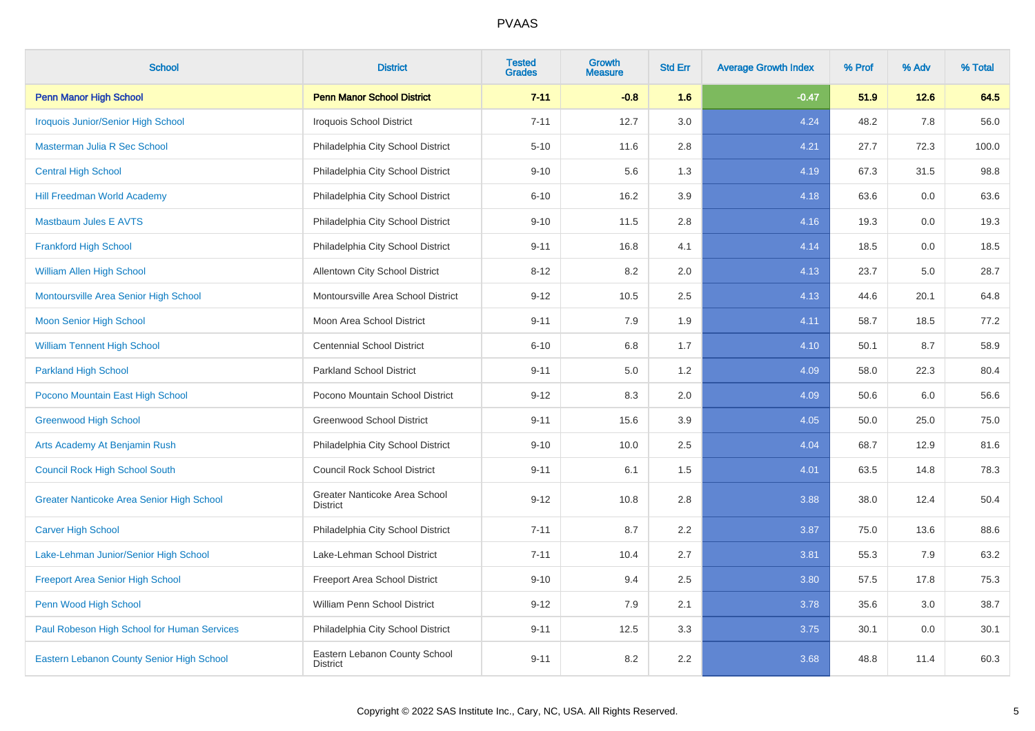# PVAAS

| School | District | Tested Grades | Growth Measure | Std Err | Average Growth Index | % Prof | % Adv | % Total |
|---|---|---|---|---|---|---|---|---|
| **Penn Manor High School** | **Penn Manor School District** | **7-11** | **-0.8** | **1.6** | **-0.47** | **51.9** | **12.6** | **64.5** |
| Iroquois Junior/Senior High School | Iroquois School District | 7-11 | 12.7 | 3.0 | 4.24 | 48.2 | 7.8 | 56.0 |
| Masterman Julia R Sec School | Philadelphia City School District | 5-10 | 11.6 | 2.8 | 4.21 | 27.7 | 72.3 | 100.0 |
| Central High School | Philadelphia City School District | 9-10 | 5.6 | 1.3 | 4.19 | 67.3 | 31.5 | 98.8 |
| Hill Freedman World Academy | Philadelphia City School District | 6-10 | 16.2 | 3.9 | 4.18 | 63.6 | 0.0 | 63.6 |
| Mastbaum Jules E AVTS | Philadelphia City School District | 9-10 | 11.5 | 2.8 | 4.16 | 19.3 | 0.0 | 19.3 |
| Frankford High School | Philadelphia City School District | 9-11 | 16.8 | 4.1 | 4.14 | 18.5 | 0.0 | 18.5 |
| William Allen High School | Allentown City School District | 8-12 | 8.2 | 2.0 | 4.13 | 23.7 | 5.0 | 28.7 |
| Montoursville Area Senior High School | Montoursville Area School District | 9-12 | 10.5 | 2.5 | 4.13 | 44.6 | 20.1 | 64.8 |
| Moon Senior High School | Moon Area School District | 9-11 | 7.9 | 1.9 | 4.11 | 58.7 | 18.5 | 77.2 |
| William Tennent High School | Centennial School District | 6-10 | 6.8 | 1.7 | 4.10 | 50.1 | 8.7 | 58.9 |
| Parkland High School | Parkland School District | 9-11 | 5.0 | 1.2 | 4.09 | 58.0 | 22.3 | 80.4 |
| Pocono Mountain East High School | Pocono Mountain School District | 9-12 | 8.3 | 2.0 | 4.09 | 50.6 | 6.0 | 56.6 |
| Greenwood High School | Greenwood School District | 9-11 | 15.6 | 3.9 | 4.05 | 50.0 | 25.0 | 75.0 |
| Arts Academy At Benjamin Rush | Philadelphia City School District | 9-10 | 10.0 | 2.5 | 4.04 | 68.7 | 12.9 | 81.6 |
| Council Rock High School South | Council Rock School District | 9-11 | 6.1 | 1.5 | 4.01 | 63.5 | 14.8 | 78.3 |
| Greater Nanticoke Area Senior High School | Greater Nanticoke Area School District | 9-12 | 10.8 | 2.8 | 3.88 | 38.0 | 12.4 | 50.4 |
| Carver High School | Philadelphia City School District | 7-11 | 8.7 | 2.2 | 3.87 | 75.0 | 13.6 | 88.6 |
| Lake-Lehman Junior/Senior High School | Lake-Lehman School District | 7-11 | 10.4 | 2.7 | 3.81 | 55.3 | 7.9 | 63.2 |
| Freeport Area Senior High School | Freeport Area School District | 9-10 | 9.4 | 2.5 | 3.80 | 57.5 | 17.8 | 75.3 |
| Penn Wood High School | William Penn School District | 9-12 | 7.9 | 2.1 | 3.78 | 35.6 | 3.0 | 38.7 |
| Paul Robeson High School for Human Services | Philadelphia City School District | 9-11 | 12.5 | 3.3 | 3.75 | 30.1 | 0.0 | 30.1 |
| Eastern Lebanon County Senior High School | Eastern Lebanon County School District | 9-11 | 8.2 | 2.2 | 3.68 | 48.8 | 11.4 | 60.3 |

Copyright © 2022 SAS Institute Inc., Cary, NC, USA. All Rights Reserved.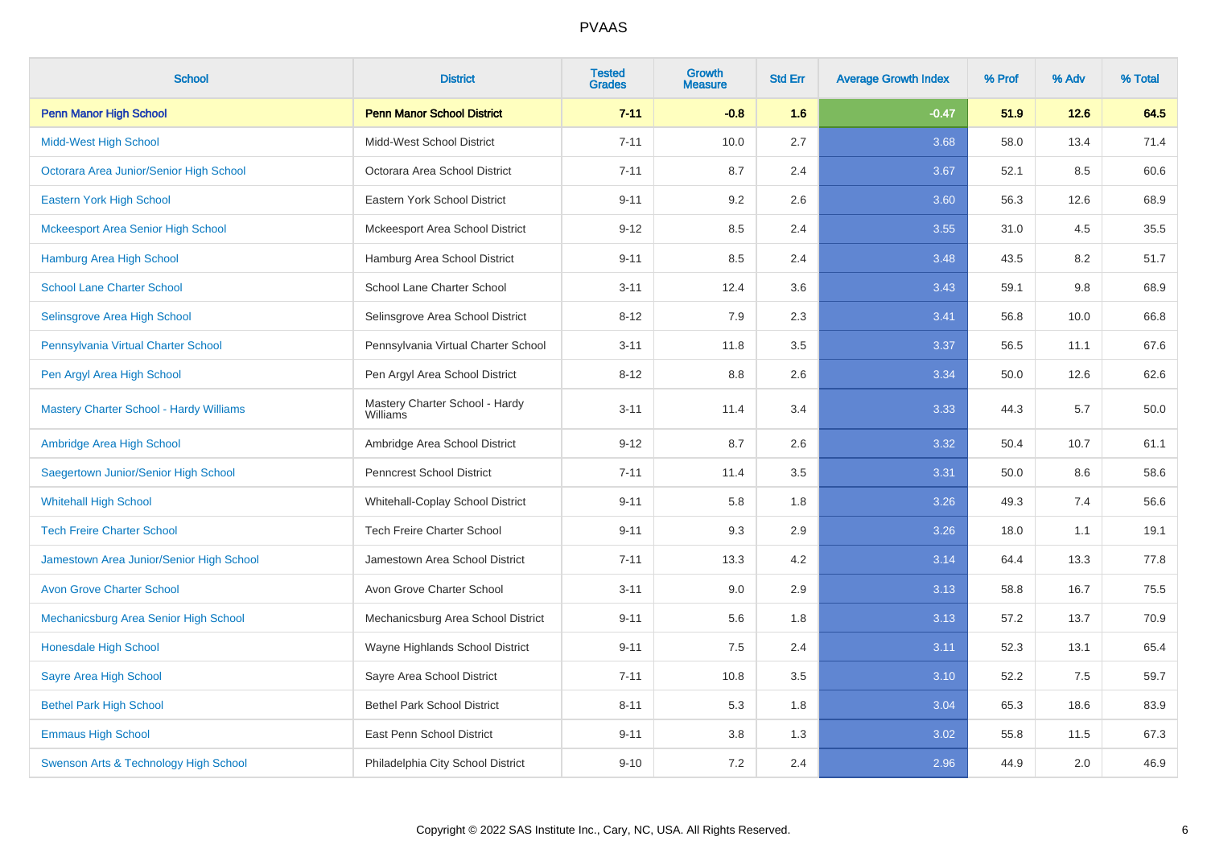# PVAAS

| School | District | Tested Grades | Growth Measure | Std Err | Average Growth Index | % Prof | % Adv | % Total |
|---|---|---|---|---|---|---|---|---|
| **Penn Manor High School** | **Penn Manor School District** | **7-11** | **-0.8** | **1.6** | **-0.47** | **51.9** | **12.6** | **64.5** |
| Midd-West High School | Midd-West School District | 7-11 | 10.0 | 2.7 | 3.68 | 58.0 | 13.4 | 71.4 |
| Octorara Area Junior/Senior High School | Octorara Area School District | 7-11 | 8.7 | 2.4 | 3.67 | 52.1 | 8.5 | 60.6 |
| Eastern York High School | Eastern York School District | 9-11 | 9.2 | 2.6 | 3.60 | 56.3 | 12.6 | 68.9 |
| Mckeesport Area Senior High School | Mckeesport Area School District | 9-12 | 8.5 | 2.4 | 3.55 | 31.0 | 4.5 | 35.5 |
| Hamburg Area High School | Hamburg Area School District | 9-11 | 8.5 | 2.4 | 3.48 | 43.5 | 8.2 | 51.7 |
| School Lane Charter School | School Lane Charter School | 3-11 | 12.4 | 3.6 | 3.43 | 59.1 | 9.8 | 68.9 |
| Selinsgrove Area High School | Selinsgrove Area School District | 8-12 | 7.9 | 2.3 | 3.41 | 56.8 | 10.0 | 66.8 |
| Pennsylvania Virtual Charter School | Pennsylvania Virtual Charter School | 3-11 | 11.8 | 3.5 | 3.37 | 56.5 | 11.1 | 67.6 |
| Pen Argyl Area High School | Pen Argyl Area School District | 8-12 | 8.8 | 2.6 | 3.34 | 50.0 | 12.6 | 62.6 |
| Mastery Charter School - Hardy Williams | Mastery Charter School - Hardy Williams | 3-11 | 11.4 | 3.4 | 3.33 | 44.3 | 5.7 | 50.0 |
| Ambridge Area High School | Ambridge Area School District | 9-12 | 8.7 | 2.6 | 3.32 | 50.4 | 10.7 | 61.1 |
| Saegertown Junior/Senior High School | Penncrest School District | 7-11 | 11.4 | 3.5 | 3.31 | 50.0 | 8.6 | 58.6 |
| Whitehall High School | Whitehall-Coplay School District | 9-11 | 5.8 | 1.8 | 3.26 | 49.3 | 7.4 | 56.6 |
| Tech Freire Charter School | Tech Freire Charter School | 9-11 | 9.3 | 2.9 | 3.26 | 18.0 | 1.1 | 19.1 |
| Jamestown Area Junior/Senior High School | Jamestown Area School District | 7-11 | 13.3 | 4.2 | 3.14 | 64.4 | 13.3 | 77.8 |
| Avon Grove Charter School | Avon Grove Charter School | 3-11 | 9.0 | 2.9 | 3.13 | 58.8 | 16.7 | 75.5 |
| Mechanicsburg Area Senior High School | Mechanicsburg Area School District | 9-11 | 5.6 | 1.8 | 3.13 | 57.2 | 13.7 | 70.9 |
| Honesdale High School | Wayne Highlands School District | 9-11 | 7.5 | 2.4 | 3.11 | 52.3 | 13.1 | 65.4 |
| Sayre Area High School | Sayre Area School District | 7-11 | 10.8 | 3.5 | 3.10 | 52.2 | 7.5 | 59.7 |
| Bethel Park High School | Bethel Park School District | 8-11 | 5.3 | 1.8 | 3.04 | 65.3 | 18.6 | 83.9 |
| Emmaus High School | East Penn School District | 9-11 | 3.8 | 1.3 | 3.02 | 55.8 | 11.5 | 67.3 |
| Swenson Arts & Technology High School | Philadelphia City School District | 9-10 | 7.2 | 2.4 | 2.96 | 44.9 | 2.0 | 46.9 |

Copyright © 2022 SAS Institute Inc., Cary, NC, USA. All Rights Reserved.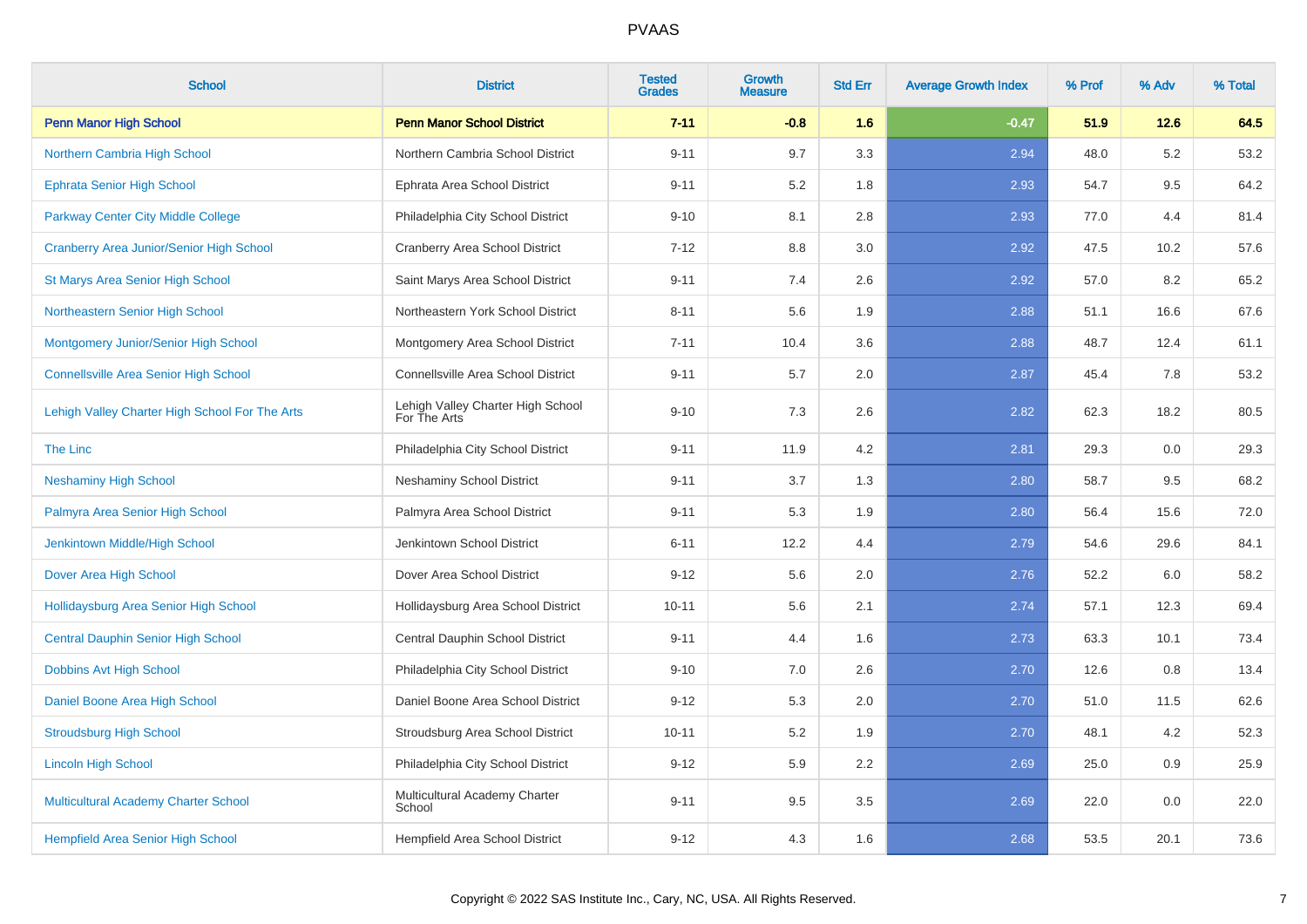# PVAAS

| School | District | Tested Grades | Growth Measure | Std Err | Average Growth Index | % Prof | % Adv | % Total |
|---|---|---|---|---|---|---|---|---|
| **Penn Manor High School** | **Penn Manor School District** | **7-11** | **-0.8** | **1.6** | **-0.47** | **51.9** | **12.6** | **64.5** |
| Northern Cambria High School | Northern Cambria School District | 9-11 | 9.7 | 3.3 | 2.94 | 48.0 | 5.2 | 53.2 |
| Ephrata Senior High School | Ephrata Area School District | 9-11 | 5.2 | 1.8 | 2.93 | 54.7 | 9.5 | 64.2 |
| Parkway Center City Middle College | Philadelphia City School District | 9-10 | 8.1 | 2.8 | 2.93 | 77.0 | 4.4 | 81.4 |
| Cranberry Area Junior/Senior High School | Cranberry Area School District | 7-12 | 8.8 | 3.0 | 2.92 | 47.5 | 10.2 | 57.6 |
| St Marys Area Senior High School | Saint Marys Area School District | 9-11 | 7.4 | 2.6 | 2.92 | 57.0 | 8.2 | 65.2 |
| Northeastern Senior High School | Northeastern York School District | 8-11 | 5.6 | 1.9 | 2.88 | 51.1 | 16.6 | 67.6 |
| Montgomery Junior/Senior High School | Montgomery Area School District | 7-11 | 10.4 | 3.6 | 2.88 | 48.7 | 12.4 | 61.1 |
| Connellsville Area Senior High School | Connellsville Area School District | 9-11 | 5.7 | 2.0 | 2.87 | 45.4 | 7.8 | 53.2 |
| Lehigh Valley Charter High School For The Arts | Lehigh Valley Charter High School For The Arts | 9-10 | 7.3 | 2.6 | 2.82 | 62.3 | 18.2 | 80.5 |
| The Linc | Philadelphia City School District | 9-11 | 11.9 | 4.2 | 2.81 | 29.3 | 0.0 | 29.3 |
| Neshaminy High School | Neshaminy School District | 9-11 | 3.7 | 1.3 | 2.80 | 58.7 | 9.5 | 68.2 |
| Palmyra Area Senior High School | Palmyra Area School District | 9-11 | 5.3 | 1.9 | 2.80 | 56.4 | 15.6 | 72.0 |
| Jenkintown Middle/High School | Jenkintown School District | 6-11 | 12.2 | 4.4 | 2.79 | 54.6 | 29.6 | 84.1 |
| Dover Area High School | Dover Area School District | 9-12 | 5.6 | 2.0 | 2.76 | 52.2 | 6.0 | 58.2 |
| Hollidaysburg Area Senior High School | Hollidaysburg Area School District | 10-11 | 5.6 | 2.1 | 2.74 | 57.1 | 12.3 | 69.4 |
| Central Dauphin Senior High School | Central Dauphin School District | 9-11 | 4.4 | 1.6 | 2.73 | 63.3 | 10.1 | 73.4 |
| Dobbins Avt High School | Philadelphia City School District | 9-10 | 7.0 | 2.6 | 2.70 | 12.6 | 0.8 | 13.4 |
| Daniel Boone Area High School | Daniel Boone Area School District | 9-12 | 5.3 | 2.0 | 2.70 | 51.0 | 11.5 | 62.6 |
| Stroudsburg High School | Stroudsburg Area School District | 10-11 | 5.2 | 1.9 | 2.70 | 48.1 | 4.2 | 52.3 |
| Lincoln High School | Philadelphia City School District | 9-12 | 5.9 | 2.2 | 2.69 | 25.0 | 0.9 | 25.9 |
| Multicultural Academy Charter School | Multicultural Academy Charter School | 9-11 | 9.5 | 3.5 | 2.69 | 22.0 | 0.0 | 22.0 |
| Hempfield Area Senior High School | Hempfield Area School District | 9-12 | 4.3 | 1.6 | 2.68 | 53.5 | 20.1 | 73.6 |

Copyright © 2022 SAS Institute Inc., Cary, NC, USA. All Rights Reserved.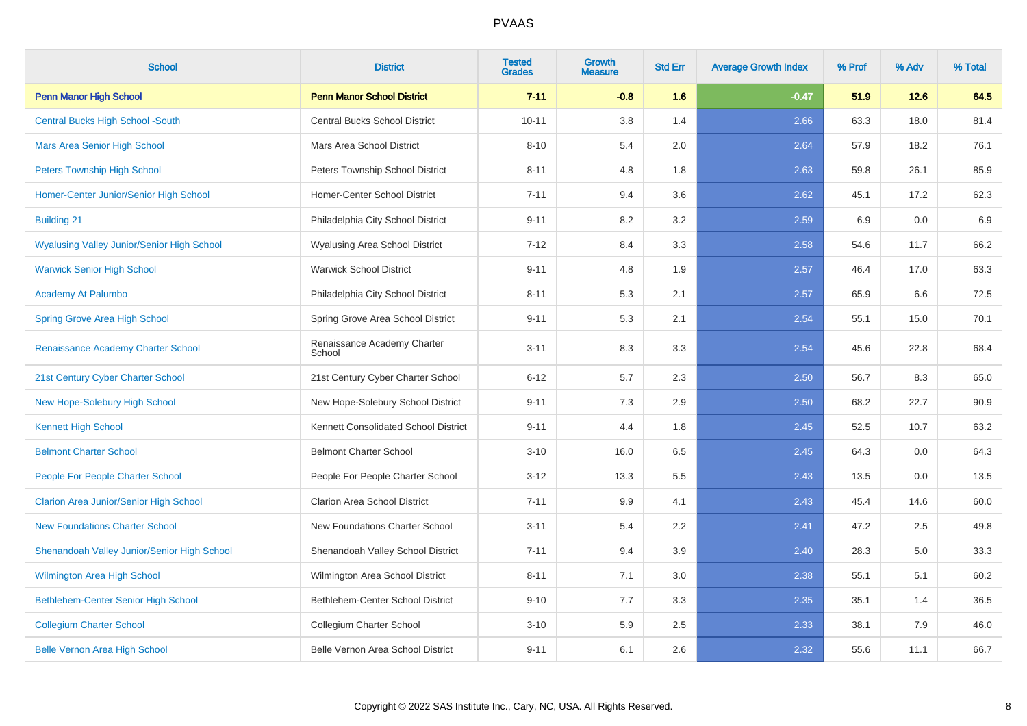# PVAAS

| School | District | Tested Grades | Growth Measure | Std Err | Average Growth Index | % Prof | % Adv | % Total |
|---|---|---|---|---|---|---|---|---|
| **Penn Manor High School** | **Penn Manor School District** | **7-11** | **-0.8** | **1.6** | **-0.47** | **51.9** | **12.6** | **64.5** |
| Central Bucks High School -South | Central Bucks School District | 10-11 | 3.8 | 1.4 | 2.66 | 63.3 | 18.0 | 81.4 |
| Mars Area Senior High School | Mars Area School District | 8-10 | 5.4 | 2.0 | 2.64 | 57.9 | 18.2 | 76.1 |
| Peters Township High School | Peters Township School District | 8-11 | 4.8 | 1.8 | 2.63 | 59.8 | 26.1 | 85.9 |
| Homer-Center Junior/Senior High School | Homer-Center School District | 7-11 | 9.4 | 3.6 | 2.62 | 45.1 | 17.2 | 62.3 |
| Building 21 | Philadelphia City School District | 9-11 | 8.2 | 3.2 | 2.59 | 6.9 | 0.0 | 6.9 |
| Wyalusing Valley Junior/Senior High School | Wyalusing Area School District | 7-12 | 8.4 | 3.3 | 2.58 | 54.6 | 11.7 | 66.2 |
| Warwick Senior High School | Warwick School District | 9-11 | 4.8 | 1.9 | 2.57 | 46.4 | 17.0 | 63.3 |
| Academy At Palumbo | Philadelphia City School District | 8-11 | 5.3 | 2.1 | 2.57 | 65.9 | 6.6 | 72.5 |
| Spring Grove Area High School | Spring Grove Area School District | 9-11 | 5.3 | 2.1 | 2.54 | 55.1 | 15.0 | 70.1 |
| Renaissance Academy Charter School | Renaissance Academy Charter School | 3-11 | 8.3 | 3.3 | 2.54 | 45.6 | 22.8 | 68.4 |
| 21st Century Cyber Charter School | 21st Century Cyber Charter School | 6-12 | 5.7 | 2.3 | 2.50 | 56.7 | 8.3 | 65.0 |
| New Hope-Solebury High School | New Hope-Solebury School District | 9-11 | 7.3 | 2.9 | 2.50 | 68.2 | 22.7 | 90.9 |
| Kennett High School | Kennett Consolidated School District | 9-11 | 4.4 | 1.8 | 2.45 | 52.5 | 10.7 | 63.2 |
| Belmont Charter School | Belmont Charter School | 3-10 | 16.0 | 6.5 | 2.45 | 64.3 | 0.0 | 64.3 |
| People For People Charter School | People For People Charter School | 3-12 | 13.3 | 5.5 | 2.43 | 13.5 | 0.0 | 13.5 |
| Clarion Area Junior/Senior High School | Clarion Area School District | 7-11 | 9.9 | 4.1 | 2.43 | 45.4 | 14.6 | 60.0 |
| New Foundations Charter School | New Foundations Charter School | 3-11 | 5.4 | 2.2 | 2.41 | 47.2 | 2.5 | 49.8 |
| Shenandoah Valley Junior/Senior High School | Shenandoah Valley School District | 7-11 | 9.4 | 3.9 | 2.40 | 28.3 | 5.0 | 33.3 |
| Wilmington Area High School | Wilmington Area School District | 8-11 | 7.1 | 3.0 | 2.38 | 55.1 | 5.1 | 60.2 |
| Bethlehem-Center Senior High School | Bethlehem-Center School District | 9-10 | 7.7 | 3.3 | 2.35 | 35.1 | 1.4 | 36.5 |
| Collegium Charter School | Collegium Charter School | 3-10 | 5.9 | 2.5 | 2.33 | 38.1 | 7.9 | 46.0 |
| Belle Vernon Area High School | Belle Vernon Area School District | 9-11 | 6.1 | 2.6 | 2.32 | 55.6 | 11.1 | 66.7 |

Copyright © 2022 SAS Institute Inc., Cary, NC, USA. All Rights Reserved.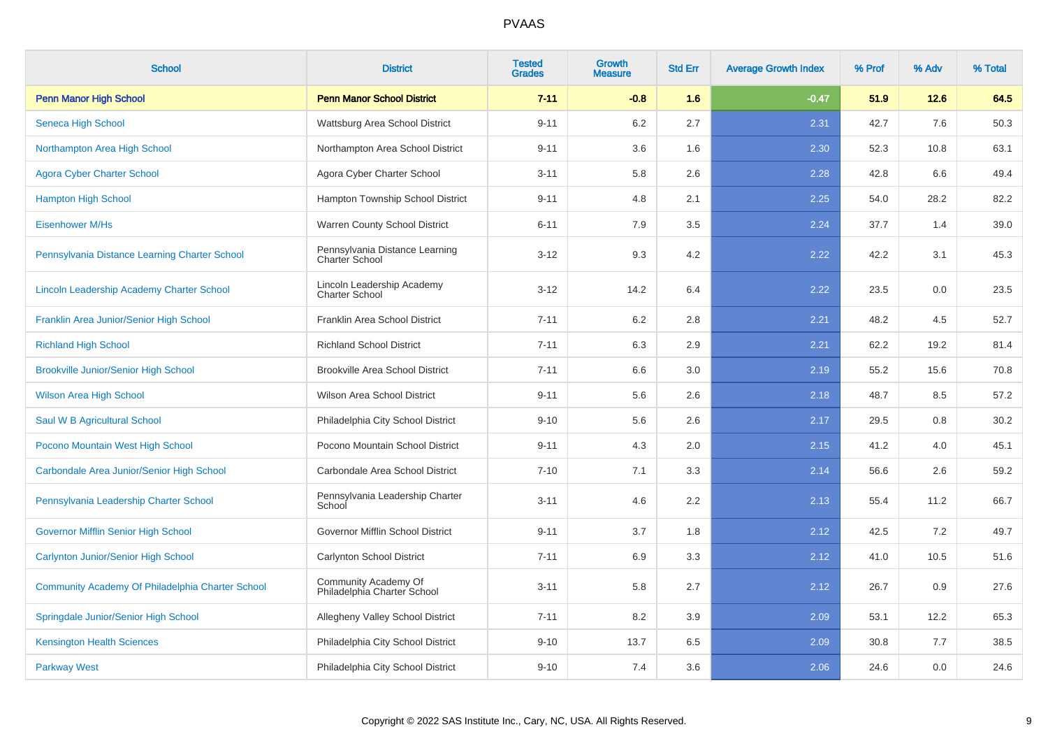# PVAAS

| School | District | Tested Grades | Growth Measure | Std Err | Average Growth Index | % Prof | % Adv | % Total |
|---|---|---|---|---|---|---|---|---|
| **Penn Manor High School** | **Penn Manor School District** | **7-11** | **-0.8** | **1.6** | **-0.47** | **51.9** | **12.6** | **64.5** |
| Seneca High School | Wattsburg Area School District | 9-11 | 6.2 | 2.7 | 2.31 | 42.7 | 7.6 | 50.3 |
| Northampton Area High School | Northampton Area School District | 9-11 | 3.6 | 1.6 | 2.30 | 52.3 | 10.8 | 63.1 |
| Agora Cyber Charter School | Agora Cyber Charter School | 3-11 | 5.8 | 2.6 | 2.28 | 42.8 | 6.6 | 49.4 |
| Hampton High School | Hampton Township School District | 9-11 | 4.8 | 2.1 | 2.25 | 54.0 | 28.2 | 82.2 |
| Eisenhower M/Hs | Warren County School District | 6-11 | 7.9 | 3.5 | 2.24 | 37.7 | 1.4 | 39.0 |
| Pennsylvania Distance Learning Charter School | Pennsylvania Distance Learning Charter School | 3-12 | 9.3 | 4.2 | 2.22 | 42.2 | 3.1 | 45.3 |
| Lincoln Leadership Academy Charter School | Lincoln Leadership Academy Charter School | 3-12 | 14.2 | 6.4 | 2.22 | 23.5 | 0.0 | 23.5 |
| Franklin Area Junior/Senior High School | Franklin Area School District | 7-11 | 6.2 | 2.8 | 2.21 | 48.2 | 4.5 | 52.7 |
| Richland High School | Richland School District | 7-11 | 6.3 | 2.9 | 2.21 | 62.2 | 19.2 | 81.4 |
| Brookville Junior/Senior High School | Brookville Area School District | 7-11 | 6.6 | 3.0 | 2.19 | 55.2 | 15.6 | 70.8 |
| Wilson Area High School | Wilson Area School District | 9-11 | 5.6 | 2.6 | 2.18 | 48.7 | 8.5 | 57.2 |
| Saul W B Agricultural School | Philadelphia City School District | 9-10 | 5.6 | 2.6 | 2.17 | 29.5 | 0.8 | 30.2 |
| Pocono Mountain West High School | Pocono Mountain School District | 9-11 | 4.3 | 2.0 | 2.15 | 41.2 | 4.0 | 45.1 |
| Carbondale Area Junior/Senior High School | Carbondale Area School District | 7-10 | 7.1 | 3.3 | 2.14 | 56.6 | 2.6 | 59.2 |
| Pennsylvania Leadership Charter School | Pennsylvania Leadership Charter School | 3-11 | 4.6 | 2.2 | 2.13 | 55.4 | 11.2 | 66.7 |
| Governor Mifflin Senior High School | Governor Mifflin School District | 9-11 | 3.7 | 1.8 | 2.12 | 42.5 | 7.2 | 49.7 |
| Carlynton Junior/Senior High School | Carlynton School District | 7-11 | 6.9 | 3.3 | 2.12 | 41.0 | 10.5 | 51.6 |
| Community Academy Of Philadelphia Charter School | Community Academy Of Philadelphia Charter School | 3-11 | 5.8 | 2.7 | 2.12 | 26.7 | 0.9 | 27.6 |
| Springdale Junior/Senior High School | Allegheny Valley School District | 7-11 | 8.2 | 3.9 | 2.09 | 53.1 | 12.2 | 65.3 |
| Kensington Health Sciences | Philadelphia City School District | 9-10 | 13.7 | 6.5 | 2.09 | 30.8 | 7.7 | 38.5 |
| Parkway West | Philadelphia City School District | 9-10 | 7.4 | 3.6 | 2.06 | 24.6 | 0.0 | 24.6 |

Copyright © 2022 SAS Institute Inc., Cary, NC, USA. All Rights Reserved.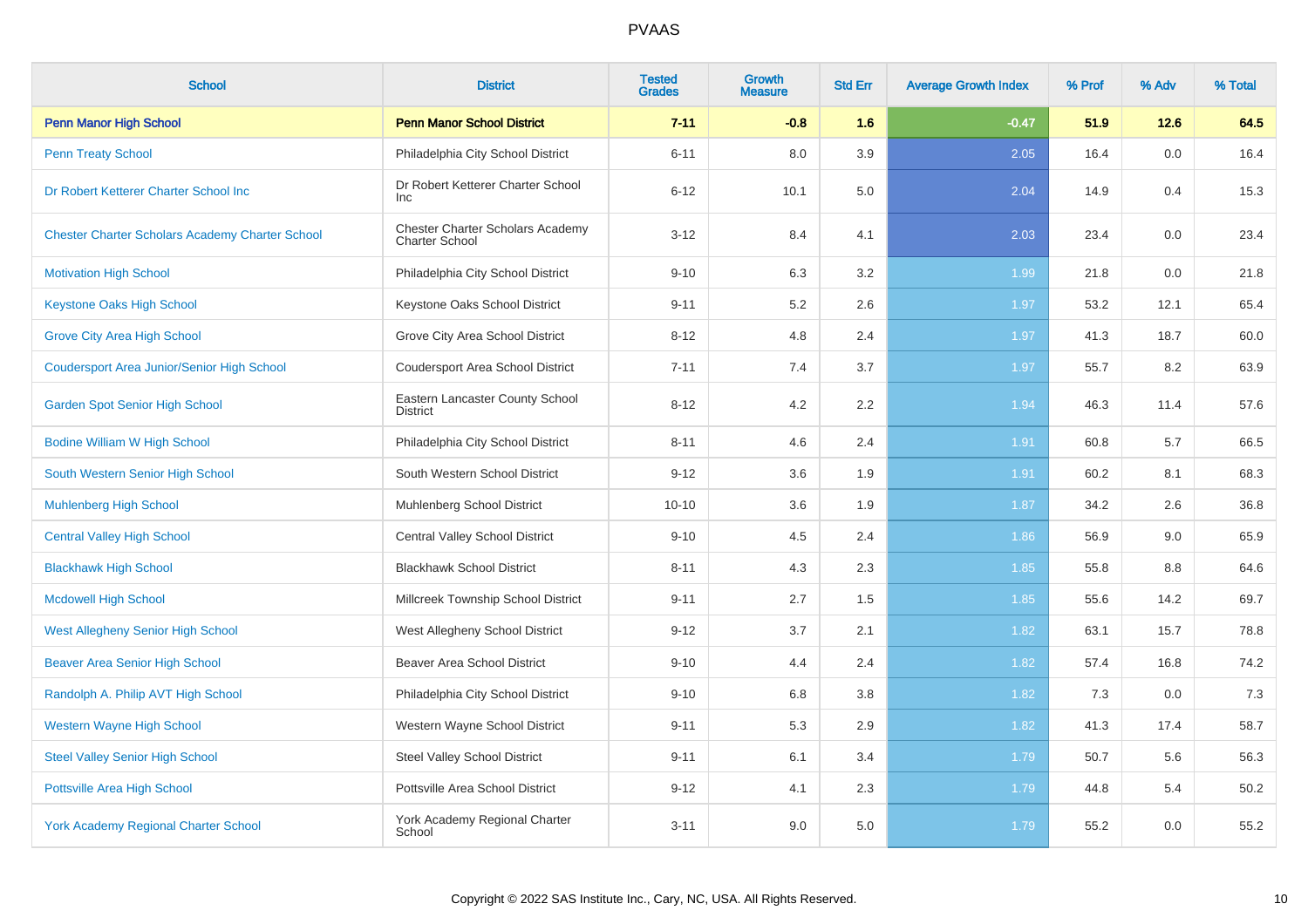# PVAAS

| School | District | Tested Grades | Growth Measure | Std Err | Average Growth Index | % Prof | % Adv | % Total |
|---|---|---|---|---|---|---|---|---|
| **Penn Manor High School** | **Penn Manor School District** | **7-11** | **-0.8** | **1.6** | **-0.47** | **51.9** | **12.6** | **64.5** |
| Penn Treaty School | Philadelphia City School District | 6-11 | 8.0 | 3.9 | 2.05 | 16.4 | 0.0 | 16.4 |
| Dr Robert Ketterer Charter School Inc | Dr Robert Ketterer Charter School Inc | 6-12 | 10.1 | 5.0 | 2.04 | 14.9 | 0.4 | 15.3 |
| Chester Charter Scholars Academy Charter School | Chester Charter Scholars Academy Charter School | 3-12 | 8.4 | 4.1 | 2.03 | 23.4 | 0.0 | 23.4 |
| Motivation High School | Philadelphia City School District | 9-10 | 6.3 | 3.2 | 1.99 | 21.8 | 0.0 | 21.8 |
| Keystone Oaks High School | Keystone Oaks School District | 9-11 | 5.2 | 2.6 | 1.97 | 53.2 | 12.1 | 65.4 |
| Grove City Area High School | Grove City Area School District | 8-12 | 4.8 | 2.4 | 1.97 | 41.3 | 18.7 | 60.0 |
| Coudersport Area Junior/Senior High School | Coudersport Area School District | 7-11 | 7.4 | 3.7 | 1.97 | 55.7 | 8.2 | 63.9 |
| Garden Spot Senior High School | Eastern Lancaster County School District | 8-12 | 4.2 | 2.2 | 1.94 | 46.3 | 11.4 | 57.6 |
| Bodine William W High School | Philadelphia City School District | 8-11 | 4.6 | 2.4 | 1.91 | 60.8 | 5.7 | 66.5 |
| South Western Senior High School | South Western School District | 9-12 | 3.6 | 1.9 | 1.91 | 60.2 | 8.1 | 68.3 |
| Muhlenberg High School | Muhlenberg School District | 10-10 | 3.6 | 1.9 | 1.87 | 34.2 | 2.6 | 36.8 |
| Central Valley High School | Central Valley School District | 9-10 | 4.5 | 2.4 | 1.86 | 56.9 | 9.0 | 65.9 |
| Blackhawk High School | Blackhawk School District | 8-11 | 4.3 | 2.3 | 1.85 | 55.8 | 8.8 | 64.6 |
| Mcdowell High School | Millcreek Township School District | 9-11 | 2.7 | 1.5 | 1.85 | 55.6 | 14.2 | 69.7 |
| West Allegheny Senior High School | West Allegheny School District | 9-12 | 3.7 | 2.1 | 1.82 | 63.1 | 15.7 | 78.8 |
| Beaver Area Senior High School | Beaver Area School District | 9-10 | 4.4 | 2.4 | 1.82 | 57.4 | 16.8 | 74.2 |
| Randolph A. Philip AVT High School | Philadelphia City School District | 9-10 | 6.8 | 3.8 | 1.82 | 7.3 | 0.0 | 7.3 |
| Western Wayne High School | Western Wayne School District | 9-11 | 5.3 | 2.9 | 1.82 | 41.3 | 17.4 | 58.7 |
| Steel Valley Senior High School | Steel Valley School District | 9-11 | 6.1 | 3.4 | 1.79 | 50.7 | 5.6 | 56.3 |
| Pottsville Area High School | Pottsville Area School District | 9-12 | 4.1 | 2.3 | 1.79 | 44.8 | 5.4 | 50.2 |
| York Academy Regional Charter School | York Academy Regional Charter School | 3-11 | 9.0 | 5.0 | 1.79 | 55.2 | 0.0 | 55.2 |

Copyright © 2022 SAS Institute Inc., Cary, NC, USA. All Rights Reserved.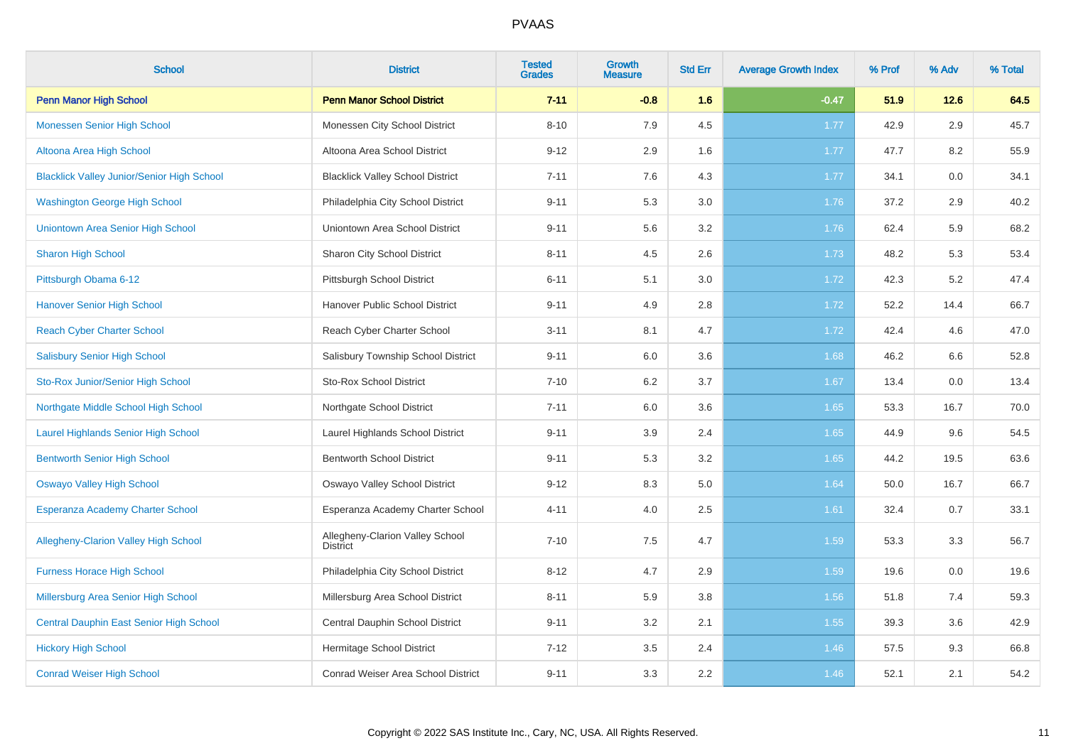# PVAAS

| School | District | Tested Grades | Growth Measure | Std Err | Average Growth Index | % Prof | % Adv | % Total |
|---|---|---|---|---|---|---|---|---|
| **Penn Manor High School** | **Penn Manor School District** | **7-11** | **-0.8** | **1.6** | **-0.47** | **51.9** | **12.6** | **64.5** |
| Monessen Senior High School | Monessen City School District | 8-10 | 7.9 | 4.5 | 1.77 | 42.9 | 2.9 | 45.7 |
| Altoona Area High School | Altoona Area School District | 9-12 | 2.9 | 1.6 | 1.77 | 47.7 | 8.2 | 55.9 |
| Blacklick Valley Junior/Senior High School | Blacklick Valley School District | 7-11 | 7.6 | 4.3 | 1.77 | 34.1 | 0.0 | 34.1 |
| Washington George High School | Philadelphia City School District | 9-11 | 5.3 | 3.0 | 1.76 | 37.2 | 2.9 | 40.2 |
| Uniontown Area Senior High School | Uniontown Area School District | 9-11 | 5.6 | 3.2 | 1.76 | 62.4 | 5.9 | 68.2 |
| Sharon High School | Sharon City School District | 8-11 | 4.5 | 2.6 | 1.73 | 48.2 | 5.3 | 53.4 |
| Pittsburgh Obama 6-12 | Pittsburgh School District | 6-11 | 5.1 | 3.0 | 1.72 | 42.3 | 5.2 | 47.4 |
| Hanover Senior High School | Hanover Public School District | 9-11 | 4.9 | 2.8 | 1.72 | 52.2 | 14.4 | 66.7 |
| Reach Cyber Charter School | Reach Cyber Charter School | 3-11 | 8.1 | 4.7 | 1.72 | 42.4 | 4.6 | 47.0 |
| Salisbury Senior High School | Salisbury Township School District | 9-11 | 6.0 | 3.6 | 1.68 | 46.2 | 6.6 | 52.8 |
| Sto-Rox Junior/Senior High School | Sto-Rox School District | 7-10 | 6.2 | 3.7 | 1.67 | 13.4 | 0.0 | 13.4 |
| Northgate Middle School High School | Northgate School District | 7-11 | 6.0 | 3.6 | 1.65 | 53.3 | 16.7 | 70.0 |
| Laurel Highlands Senior High School | Laurel Highlands School District | 9-11 | 3.9 | 2.4 | 1.65 | 44.9 | 9.6 | 54.5 |
| Bentworth Senior High School | Bentworth School District | 9-11 | 5.3 | 3.2 | 1.65 | 44.2 | 19.5 | 63.6 |
| Oswayo Valley High School | Oswayo Valley School District | 9-12 | 8.3 | 5.0 | 1.64 | 50.0 | 16.7 | 66.7 |
| Esperanza Academy Charter School | Esperanza Academy Charter School | 4-11 | 4.0 | 2.5 | 1.61 | 32.4 | 0.7 | 33.1 |
| Allegheny-Clarion Valley High School | Allegheny-Clarion Valley School District | 7-10 | 7.5 | 4.7 | 1.59 | 53.3 | 3.3 | 56.7 |
| Furness Horace High School | Philadelphia City School District | 8-12 | 4.7 | 2.9 | 1.59 | 19.6 | 0.0 | 19.6 |
| Millersburg Area Senior High School | Millersburg Area School District | 8-11 | 5.9 | 3.8 | 1.56 | 51.8 | 7.4 | 59.3 |
| Central Dauphin East Senior High School | Central Dauphin School District | 9-11 | 3.2 | 2.1 | 1.55 | 39.3 | 3.6 | 42.9 |
| Hickory High School | Hermitage School District | 7-12 | 3.5 | 2.4 | 1.46 | 57.5 | 9.3 | 66.8 |
| Conrad Weiser High School | Conrad Weiser Area School District | 9-11 | 3.3 | 2.2 | 1.46 | 52.1 | 2.1 | 54.2 |

Copyright © 2022 SAS Institute Inc., Cary, NC, USA. All Rights Reserved.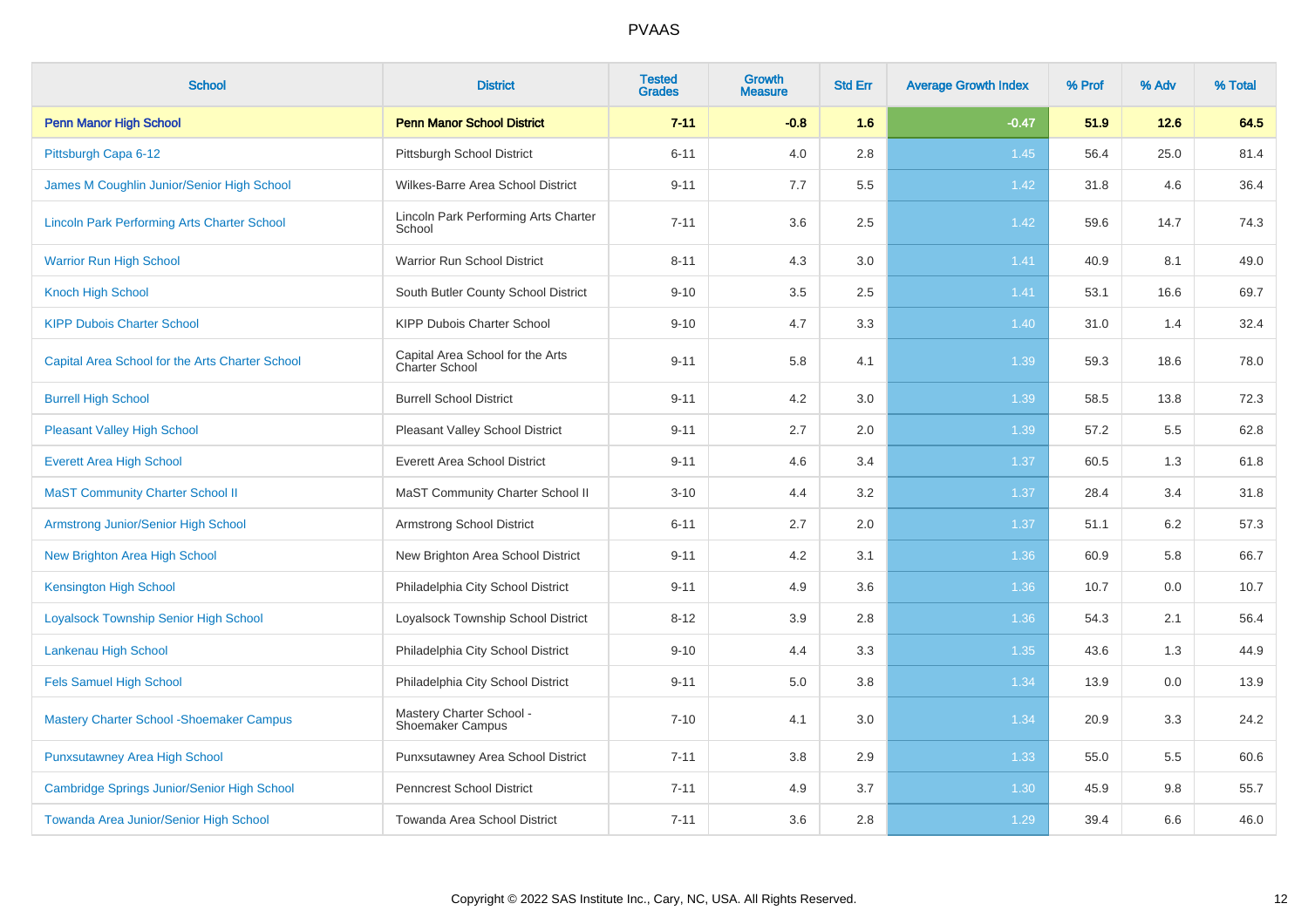| School | District | Tested Grades | Growth Measure | Std Err | Average Growth Index | % Prof | % Adv | % Total |
|---|---|---|---|---|---|---|---|---|
| **Penn Manor High School** | **Penn Manor School District** | **7-11** | **-0.8** | **1.6** | **-0.47** | **51.9** | **12.6** | **64.5** |
| Pittsburgh Capa 6-12 | Pittsburgh School District | 6-11 | 4.0 | 2.8 | 1.45 | 56.4 | 25.0 | 81.4 |
| James M Coughlin Junior/Senior High School | Wilkes-Barre Area School District | 9-11 | 7.7 | 5.5 | 1.42 | 31.8 | 4.6 | 36.4 |
| Lincoln Park Performing Arts Charter School | Lincoln Park Performing Arts Charter School | 7-11 | 3.6 | 2.5 | 1.42 | 59.6 | 14.7 | 74.3 |
| Warrior Run High School | Warrior Run School District | 8-11 | 4.3 | 3.0 | 1.41 | 40.9 | 8.1 | 49.0 |
| Knoch High School | South Butler County School District | 9-10 | 3.5 | 2.5 | 1.41 | 53.1 | 16.6 | 69.7 |
| KIPP Dubois Charter School | KIPP Dubois Charter School | 9-10 | 4.7 | 3.3 | 1.40 | 31.0 | 1.4 | 32.4 |
| Capital Area School for the Arts Charter School | Capital Area School for the Arts Charter School | 9-11 | 5.8 | 4.1 | 1.39 | 59.3 | 18.6 | 78.0 |
| Burrell High School | Burrell School District | 9-11 | 4.2 | 3.0 | 1.39 | 58.5 | 13.8 | 72.3 |
| Pleasant Valley High School | Pleasant Valley School District | 9-11 | 2.7 | 2.0 | 1.39 | 57.2 | 5.5 | 62.8 |
| Everett Area High School | Everett Area School District | 9-11 | 4.6 | 3.4 | 1.37 | 60.5 | 1.3 | 61.8 |
| MaST Community Charter School II | MaST Community Charter School II | 3-10 | 4.4 | 3.2 | 1.37 | 28.4 | 3.4 | 31.8 |
| Armstrong Junior/Senior High School | Armstrong School District | 6-11 | 2.7 | 2.0 | 1.37 | 51.1 | 6.2 | 57.3 |
| New Brighton Area High School | New Brighton Area School District | 9-11 | 4.2 | 3.1 | 1.36 | 60.9 | 5.8 | 66.7 |
| Kensington High School | Philadelphia City School District | 9-11 | 4.9 | 3.6 | 1.36 | 10.7 | 0.0 | 10.7 |
| Loyalsock Township Senior High School | Loyalsock Township School District | 8-12 | 3.9 | 2.8 | 1.36 | 54.3 | 2.1 | 56.4 |
| Lankenau High School | Philadelphia City School District | 9-10 | 4.4 | 3.3 | 1.35 | 43.6 | 1.3 | 44.9 |
| Fels Samuel High School | Philadelphia City School District | 9-11 | 5.0 | 3.8 | 1.34 | 13.9 | 0.0 | 13.9 |
| Mastery Charter School -Shoemaker Campus | Mastery Charter School - Shoemaker Campus | 7-10 | 4.1 | 3.0 | 1.34 | 20.9 | 3.3 | 24.2 |
| Punxsutawney Area High School | Punxsutawney Area School District | 7-11 | 3.8 | 2.9 | 1.33 | 55.0 | 5.5 | 60.6 |
| Cambridge Springs Junior/Senior High School | Penncrest School District | 7-11 | 4.9 | 3.7 | 1.30 | 45.9 | 9.8 | 55.7 |
| Towanda Area Junior/Senior High School | Towanda Area School District | 7-11 | 3.6 | 2.8 | 1.29 | 39.4 | 6.6 | 46.0 |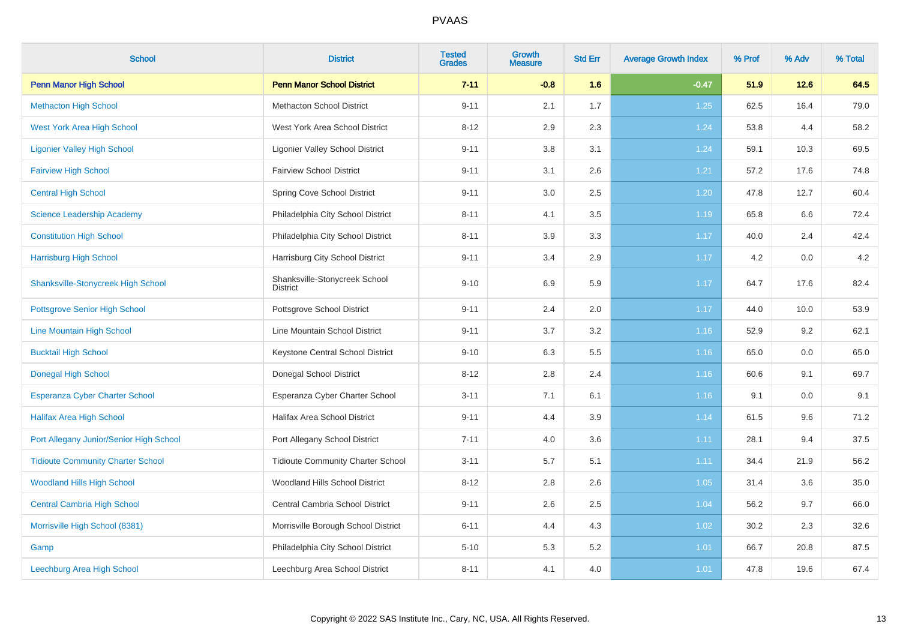# PVAAS

| School | District | Tested Grades | Growth Measure | Std Err | Average Growth Index | % Prof | % Adv | % Total |
|---|---|---|---|---|---|---|---|---|
| **Penn Manor High School** | **Penn Manor School District** | **7-11** | **-0.8** | **1.6** | **-0.47** | **51.9** | **12.6** | **64.5** |
| Methacton High School | Methacton School District | 9-11 | 2.1 | 1.7 | 1.25 | 62.5 | 16.4 | 79.0 |
| West York Area High School | West York Area School District | 8-12 | 2.9 | 2.3 | 1.24 | 53.8 | 4.4 | 58.2 |
| Ligonier Valley High School | Ligonier Valley School District | 9-11 | 3.8 | 3.1 | 1.24 | 59.1 | 10.3 | 69.5 |
| Fairview High School | Fairview School District | 9-11 | 3.1 | 2.6 | 1.21 | 57.2 | 17.6 | 74.8 |
| Central High School | Spring Cove School District | 9-11 | 3.0 | 2.5 | 1.20 | 47.8 | 12.7 | 60.4 |
| Science Leadership Academy | Philadelphia City School District | 8-11 | 4.1 | 3.5 | 1.19 | 65.8 | 6.6 | 72.4 |
| Constitution High School | Philadelphia City School District | 8-11 | 3.9 | 3.3 | 1.17 | 40.0 | 2.4 | 42.4 |
| Harrisburg High School | Harrisburg City School District | 9-11 | 3.4 | 2.9 | 1.17 | 4.2 | 0.0 | 4.2 |
| Shanksville-Stonycreek High School | Shanksville-Stonycreek School District | 9-10 | 6.9 | 5.9 | 1.17 | 64.7 | 17.6 | 82.4 |
| Pottsgrove Senior High School | Pottsgrove School District | 9-11 | 2.4 | 2.0 | 1.17 | 44.0 | 10.0 | 53.9 |
| Line Mountain High School | Line Mountain School District | 9-11 | 3.7 | 3.2 | 1.16 | 52.9 | 9.2 | 62.1 |
| Bucktail High School | Keystone Central School District | 9-10 | 6.3 | 5.5 | 1.16 | 65.0 | 0.0 | 65.0 |
| Donegal High School | Donegal School District | 8-12 | 2.8 | 2.4 | 1.16 | 60.6 | 9.1 | 69.7 |
| Esperanza Cyber Charter School | Esperanza Cyber Charter School | 3-11 | 7.1 | 6.1 | 1.16 | 9.1 | 0.0 | 9.1 |
| Halifax Area High School | Halifax Area School District | 9-11 | 4.4 | 3.9 | 1.14 | 61.5 | 9.6 | 71.2 |
| Port Allegany Junior/Senior High School | Port Allegany School District | 7-11 | 4.0 | 3.6 | 1.11 | 28.1 | 9.4 | 37.5 |
| Tidioute Community Charter School | Tidioute Community Charter School | 3-11 | 5.7 | 5.1 | 1.11 | 34.4 | 21.9 | 56.2 |
| Woodland Hills High School | Woodland Hills School District | 8-12 | 2.8 | 2.6 | 1.05 | 31.4 | 3.6 | 35.0 |
| Central Cambria High School | Central Cambria School District | 9-11 | 2.6 | 2.5 | 1.04 | 56.2 | 9.7 | 66.0 |
| Morrisville High School (8381) | Morrisville Borough School District | 6-11 | 4.4 | 4.3 | 1.02 | 30.2 | 2.3 | 32.6 |
| Gamp | Philadelphia City School District | 5-10 | 5.3 | 5.2 | 1.01 | 66.7 | 20.8 | 87.5 |
| Leechburg Area High School | Leechburg Area School District | 8-11 | 4.1 | 4.0 | 1.01 | 47.8 | 19.6 | 67.4 |

Copyright © 2022 SAS Institute Inc., Cary, NC, USA. All Rights Reserved.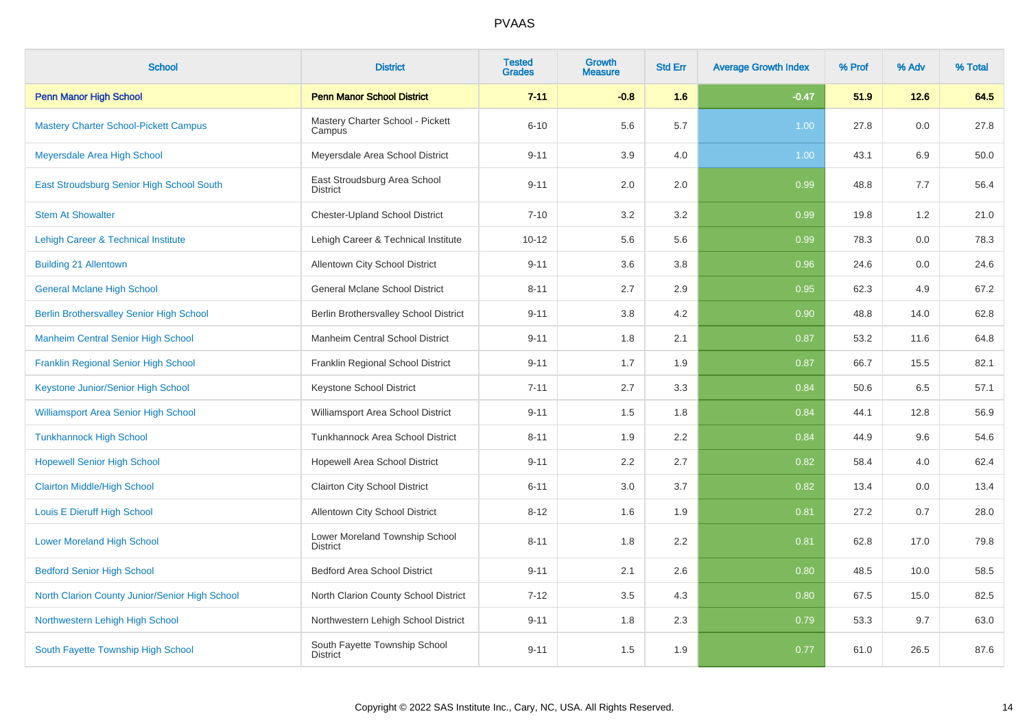# PVAAS

| School | District | Tested Grades | Growth Measure | Std Err | Average Growth Index | % Prof | % Adv | % Total |
|---|---|---|---|---|---|---|---|---|
| **Penn Manor High School** | **Penn Manor School District** | **7-11** | **-0.8** | **1.6** | **-0.47** | **51.9** | **12.6** | **64.5** |
| Mastery Charter School-Pickett Campus | Mastery Charter School - Pickett Campus | 6-10 | 5.6 | 5.7 | 1.00 | 27.8 | 0.0 | 27.8 |
| Meyersdale Area High School | Meyersdale Area School District | 9-11 | 3.9 | 4.0 | 1.00 | 43.1 | 6.9 | 50.0 |
| East Stroudsburg Senior High School South | East Stroudsburg Area School District | 9-11 | 2.0 | 2.0 | 0.99 | 48.8 | 7.7 | 56.4 |
| Stem At Showalter | Chester-Upland School District | 7-10 | 3.2 | 3.2 | 0.99 | 19.8 | 1.2 | 21.0 |
| Lehigh Career & Technical Institute | Lehigh Career & Technical Institute | 10-12 | 5.6 | 5.6 | 0.99 | 78.3 | 0.0 | 78.3 |
| Building 21 Allentown | Allentown City School District | 9-11 | 3.6 | 3.8 | 0.96 | 24.6 | 0.0 | 24.6 |
| General Mclane High School | General Mclane School District | 8-11 | 2.7 | 2.9 | 0.95 | 62.3 | 4.9 | 67.2 |
| Berlin Brothersvalley Senior High School | Berlin Brothersvalley School District | 9-11 | 3.8 | 4.2 | 0.90 | 48.8 | 14.0 | 62.8 |
| Manheim Central Senior High School | Manheim Central School District | 9-11 | 1.8 | 2.1 | 0.87 | 53.2 | 11.6 | 64.8 |
| Franklin Regional Senior High School | Franklin Regional School District | 9-11 | 1.7 | 1.9 | 0.87 | 66.7 | 15.5 | 82.1 |
| Keystone Junior/Senior High School | Keystone School District | 7-11 | 2.7 | 3.3 | 0.84 | 50.6 | 6.5 | 57.1 |
| Williamsport Area Senior High School | Williamsport Area School District | 9-11 | 1.5 | 1.8 | 0.84 | 44.1 | 12.8 | 56.9 |
| Tunkhannock High School | Tunkhannock Area School District | 8-11 | 1.9 | 2.2 | 0.84 | 44.9 | 9.6 | 54.6 |
| Hopewell Senior High School | Hopewell Area School District | 9-11 | 2.2 | 2.7 | 0.82 | 58.4 | 4.0 | 62.4 |
| Clairton Middle/High School | Clairton City School District | 6-11 | 3.0 | 3.7 | 0.82 | 13.4 | 0.0 | 13.4 |
| Louis E Dieruff High School | Allentown City School District | 8-12 | 1.6 | 1.9 | 0.81 | 27.2 | 0.7 | 28.0 |
| Lower Moreland High School | Lower Moreland Township School District | 8-11 | 1.8 | 2.2 | 0.81 | 62.8 | 17.0 | 79.8 |
| Bedford Senior High School | Bedford Area School District | 9-11 | 2.1 | 2.6 | 0.80 | 48.5 | 10.0 | 58.5 |
| North Clarion County Junior/Senior High School | North Clarion County School District | 7-12 | 3.5 | 4.3 | 0.80 | 67.5 | 15.0 | 82.5 |
| Northwestern Lehigh High School | Northwestern Lehigh School District | 9-11 | 1.8 | 2.3 | 0.79 | 53.3 | 9.7 | 63.0 |
| South Fayette Township High School | South Fayette Township School District | 9-11 | 1.5 | 1.9 | 0.77 | 61.0 | 26.5 | 87.6 |

Copyright © 2022 SAS Institute Inc., Cary, NC, USA. All Rights Reserved.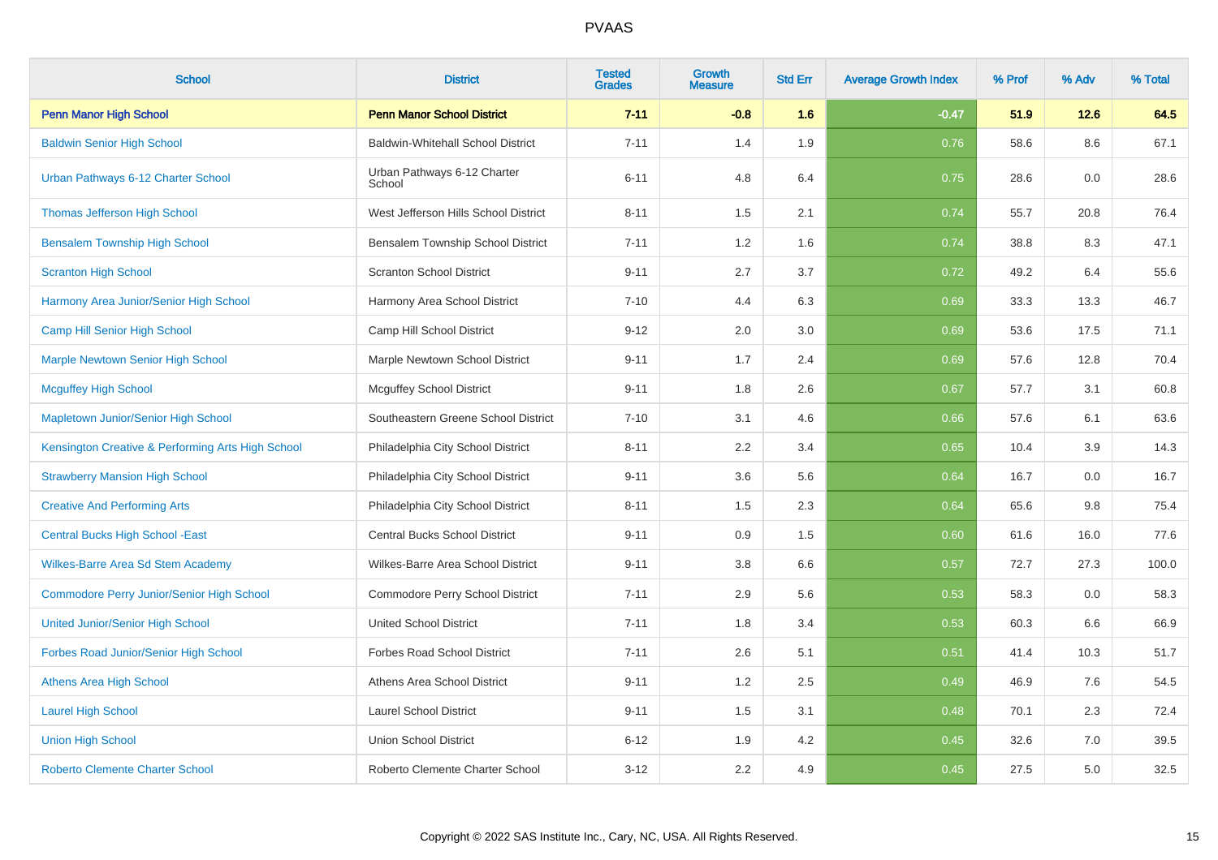# PVAAS

| School | District | Tested Grades | Growth Measure | Std Err | Average Growth Index | % Prof | % Adv | % Total |
|---|---|---|---|---|---|---|---|---|
| **Penn Manor High School** | **Penn Manor School District** | **7-11** | **-0.8** | **1.6** | **-0.47** | **51.9** | **12.6** | **64.5** |
| Baldwin Senior High School | Baldwin-Whitehall School District | 7-11 | 1.4 | 1.9 | 0.76 | 58.6 | 8.6 | 67.1 |
| Urban Pathways 6-12 Charter School | Urban Pathways 6-12 Charter School | 6-11 | 4.8 | 6.4 | 0.75 | 28.6 | 0.0 | 28.6 |
| Thomas Jefferson High School | West Jefferson Hills School District | 8-11 | 1.5 | 2.1 | 0.74 | 55.7 | 20.8 | 76.4 |
| Bensalem Township High School | Bensalem Township School District | 7-11 | 1.2 | 1.6 | 0.74 | 38.8 | 8.3 | 47.1 |
| Scranton High School | Scranton School District | 9-11 | 2.7 | 3.7 | 0.72 | 49.2 | 6.4 | 55.6 |
| Harmony Area Junior/Senior High School | Harmony Area School District | 7-10 | 4.4 | 6.3 | 0.69 | 33.3 | 13.3 | 46.7 |
| Camp Hill Senior High School | Camp Hill School District | 9-12 | 2.0 | 3.0 | 0.69 | 53.6 | 17.5 | 71.1 |
| Marple Newtown Senior High School | Marple Newtown School District | 9-11 | 1.7 | 2.4 | 0.69 | 57.6 | 12.8 | 70.4 |
| Mcguffey High School | Mcguffey School District | 9-11 | 1.8 | 2.6 | 0.67 | 57.7 | 3.1 | 60.8 |
| Mapletown Junior/Senior High School | Southeastern Greene School District | 7-10 | 3.1 | 4.6 | 0.66 | 57.6 | 6.1 | 63.6 |
| Kensington Creative & Performing Arts High School | Philadelphia City School District | 8-11 | 2.2 | 3.4 | 0.65 | 10.4 | 3.9 | 14.3 |
| Strawberry Mansion High School | Philadelphia City School District | 9-11 | 3.6 | 5.6 | 0.64 | 16.7 | 0.0 | 16.7 |
| Creative And Performing Arts | Philadelphia City School District | 8-11 | 1.5 | 2.3 | 0.64 | 65.6 | 9.8 | 75.4 |
| Central Bucks High School -East | Central Bucks School District | 9-11 | 0.9 | 1.5 | 0.60 | 61.6 | 16.0 | 77.6 |
| Wilkes-Barre Area Sd Stem Academy | Wilkes-Barre Area School District | 9-11 | 3.8 | 6.6 | 0.57 | 72.7 | 27.3 | 100.0 |
| Commodore Perry Junior/Senior High School | Commodore Perry School District | 7-11 | 2.9 | 5.6 | 0.53 | 58.3 | 0.0 | 58.3 |
| United Junior/Senior High School | United School District | 7-11 | 1.8 | 3.4 | 0.53 | 60.3 | 6.6 | 66.9 |
| Forbes Road Junior/Senior High School | Forbes Road School District | 7-11 | 2.6 | 5.1 | 0.51 | 41.4 | 10.3 | 51.7 |
| Athens Area High School | Athens Area School District | 9-11 | 1.2 | 2.5 | 0.49 | 46.9 | 7.6 | 54.5 |
| Laurel High School | Laurel School District | 9-11 | 1.5 | 3.1 | 0.48 | 70.1 | 2.3 | 72.4 |
| Union High School | Union School District | 6-12 | 1.9 | 4.2 | 0.45 | 32.6 | 7.0 | 39.5 |
| Roberto Clemente Charter School | Roberto Clemente Charter School | 3-12 | 2.2 | 4.9 | 0.45 | 27.5 | 5.0 | 32.5 |

Copyright © 2022 SAS Institute Inc., Cary, NC, USA. All Rights Reserved.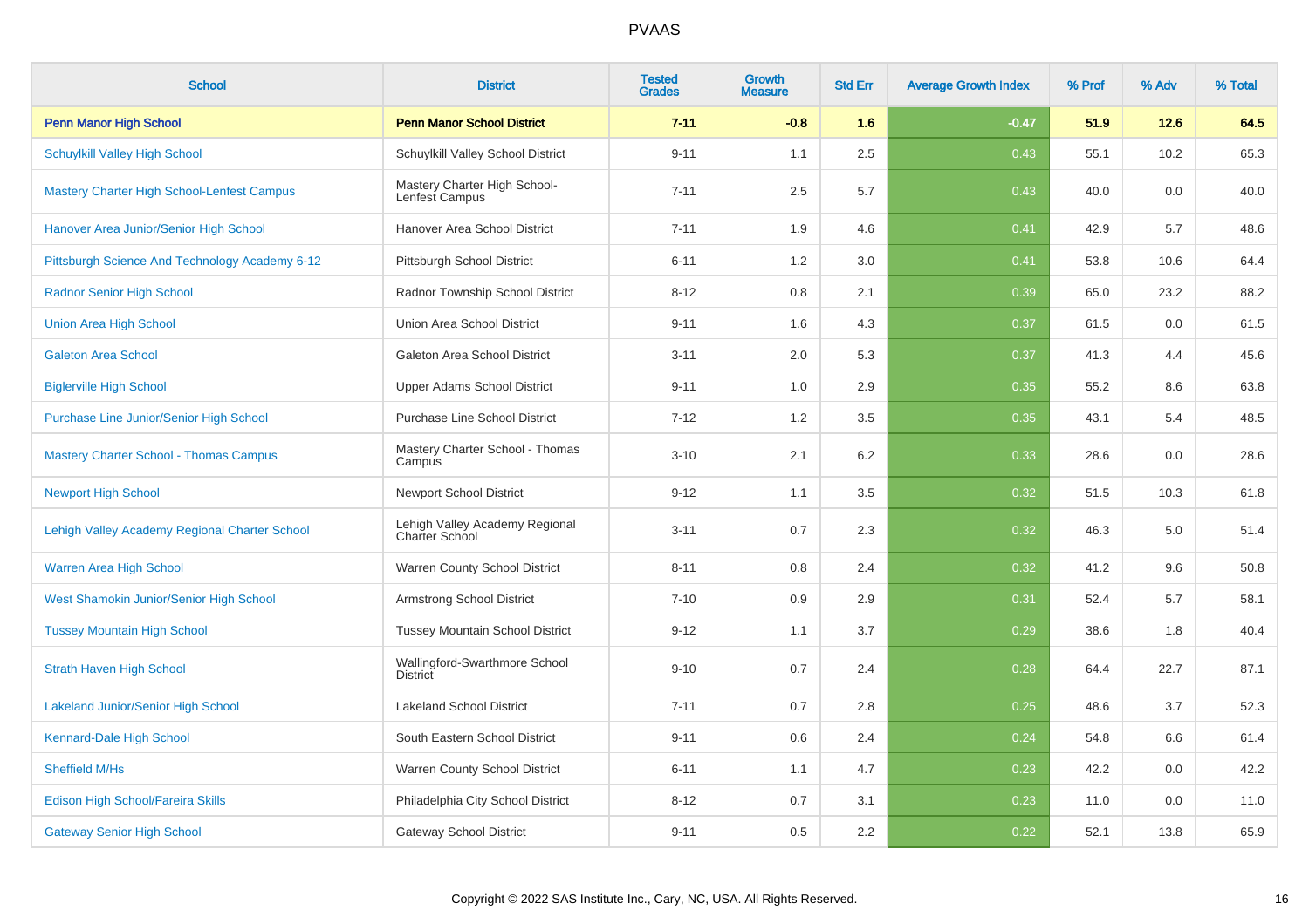| School | District | Tested Grades | Growth Measure | Std Err | Average Growth Index | % Prof | % Adv | % Total |
|---|---|---|---|---|---|---|---|---|
| **Penn Manor High School** | **Penn Manor School District** | **7-11** | **-0.8** | **1.6** | **-0.47** | **51.9** | **12.6** | **64.5** |
| Schuylkill Valley High School | Schuylkill Valley School District | 9-11 | 1.1 | 2.5 | 0.43 | 55.1 | 10.2 | 65.3 |
| Mastery Charter High School-Lenfest Campus | Mastery Charter High School-Lenfest Campus | 7-11 | 2.5 | 5.7 | 0.43 | 40.0 | 0.0 | 40.0 |
| Hanover Area Junior/Senior High School | Hanover Area School District | 7-11 | 1.9 | 4.6 | 0.41 | 42.9 | 5.7 | 48.6 |
| Pittsburgh Science And Technology Academy 6-12 | Pittsburgh School District | 6-11 | 1.2 | 3.0 | 0.41 | 53.8 | 10.6 | 64.4 |
| Radnor Senior High School | Radnor Township School District | 8-12 | 0.8 | 2.1 | 0.39 | 65.0 | 23.2 | 88.2 |
| Union Area High School | Union Area School District | 9-11 | 1.6 | 4.3 | 0.37 | 61.5 | 0.0 | 61.5 |
| Galeton Area School | Galeton Area School District | 3-11 | 2.0 | 5.3 | 0.37 | 41.3 | 4.4 | 45.6 |
| Biglerville High School | Upper Adams School District | 9-11 | 1.0 | 2.9 | 0.35 | 55.2 | 8.6 | 63.8 |
| Purchase Line Junior/Senior High School | Purchase Line School District | 7-12 | 1.2 | 3.5 | 0.35 | 43.1 | 5.4 | 48.5 |
| Mastery Charter School - Thomas Campus | Mastery Charter School - Thomas Campus | 3-10 | 2.1 | 6.2 | 0.33 | 28.6 | 0.0 | 28.6 |
| Newport High School | Newport School District | 9-12 | 1.1 | 3.5 | 0.32 | 51.5 | 10.3 | 61.8 |
| Lehigh Valley Academy Regional Charter School | Lehigh Valley Academy Regional Charter School | 3-11 | 0.7 | 2.3 | 0.32 | 46.3 | 5.0 | 51.4 |
| Warren Area High School | Warren County School District | 8-11 | 0.8 | 2.4 | 0.32 | 41.2 | 9.6 | 50.8 |
| West Shamokin Junior/Senior High School | Armstrong School District | 7-10 | 0.9 | 2.9 | 0.31 | 52.4 | 5.7 | 58.1 |
| Tussey Mountain High School | Tussey Mountain School District | 9-12 | 1.1 | 3.7 | 0.29 | 38.6 | 1.8 | 40.4 |
| Strath Haven High School | Wallingford-Swarthmore School District | 9-10 | 0.7 | 2.4 | 0.28 | 64.4 | 22.7 | 87.1 |
| Lakeland Junior/Senior High School | Lakeland School District | 7-11 | 0.7 | 2.8 | 0.25 | 48.6 | 3.7 | 52.3 |
| Kennard-Dale High School | South Eastern School District | 9-11 | 0.6 | 2.4 | 0.24 | 54.8 | 6.6 | 61.4 |
| Sheffield M/Hs | Warren County School District | 6-11 | 1.1 | 4.7 | 0.23 | 42.2 | 0.0 | 42.2 |
| Edison High School/Fareira Skills | Philadelphia City School District | 8-12 | 0.7 | 3.1 | 0.23 | 11.0 | 0.0 | 11.0 |
| Gateway Senior High School | Gateway School District | 9-11 | 0.5 | 2.2 | 0.22 | 52.1 | 13.8 | 65.9 |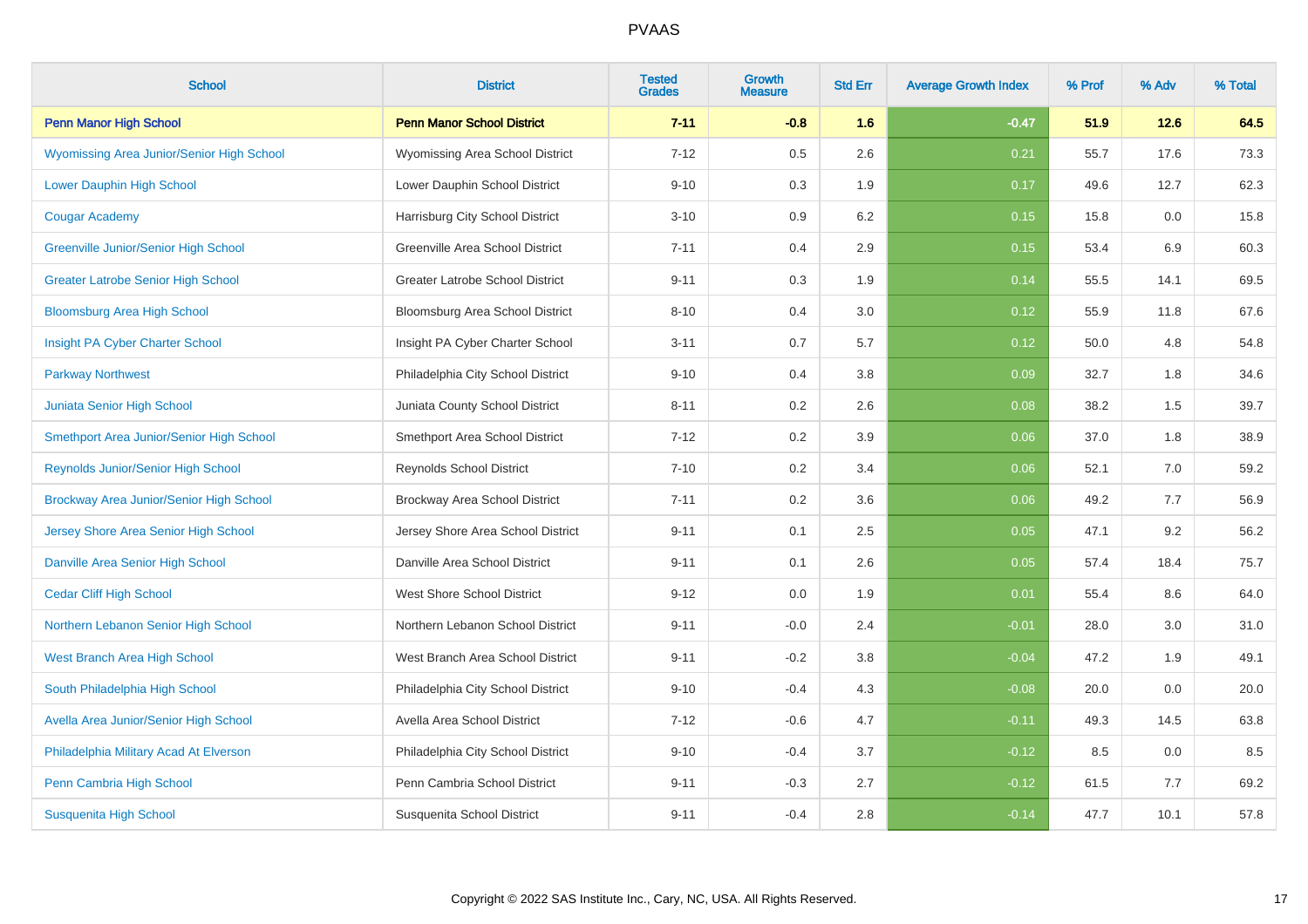# PVAAS

| School | District | Tested Grades | Growth Measure | Std Err | Average Growth Index | % Prof | % Adv | % Total |
|---|---|---|---|---|---|---|---|---|
| **Penn Manor High School** | **Penn Manor School District** | **7-11** | **-0.8** | **1.6** | **-0.47** | **51.9** | **12.6** | **64.5** |
| Wyomissing Area Junior/Senior High School | Wyomissing Area School District | 7-12 | 0.5 | 2.6 | 0.21 | 55.7 | 17.6 | 73.3 |
| Lower Dauphin High School | Lower Dauphin School District | 9-10 | 0.3 | 1.9 | 0.17 | 49.6 | 12.7 | 62.3 |
| Cougar Academy | Harrisburg City School District | 3-10 | 0.9 | 6.2 | 0.15 | 15.8 | 0.0 | 15.8 |
| Greenville Junior/Senior High School | Greenville Area School District | 7-11 | 0.4 | 2.9 | 0.15 | 53.4 | 6.9 | 60.3 |
| Greater Latrobe Senior High School | Greater Latrobe School District | 9-11 | 0.3 | 1.9 | 0.14 | 55.5 | 14.1 | 69.5 |
| Bloomsburg Area High School | Bloomsburg Area School District | 8-10 | 0.4 | 3.0 | 0.12 | 55.9 | 11.8 | 67.6 |
| Insight PA Cyber Charter School | Insight PA Cyber Charter School | 3-11 | 0.7 | 5.7 | 0.12 | 50.0 | 4.8 | 54.8 |
| Parkway Northwest | Philadelphia City School District | 9-10 | 0.4 | 3.8 | 0.09 | 32.7 | 1.8 | 34.6 |
| Juniata Senior High School | Juniata County School District | 8-11 | 0.2 | 2.6 | 0.08 | 38.2 | 1.5 | 39.7 |
| Smethport Area Junior/Senior High School | Smethport Area School District | 7-12 | 0.2 | 3.9 | 0.06 | 37.0 | 1.8 | 38.9 |
| Reynolds Junior/Senior High School | Reynolds School District | 7-10 | 0.2 | 3.4 | 0.06 | 52.1 | 7.0 | 59.2 |
| Brockway Area Junior/Senior High School | Brockway Area School District | 7-11 | 0.2 | 3.6 | 0.06 | 49.2 | 7.7 | 56.9 |
| Jersey Shore Area Senior High School | Jersey Shore Area School District | 9-11 | 0.1 | 2.5 | 0.05 | 47.1 | 9.2 | 56.2 |
| Danville Area Senior High School | Danville Area School District | 9-11 | 0.1 | 2.6 | 0.05 | 57.4 | 18.4 | 75.7 |
| Cedar Cliff High School | West Shore School District | 9-12 | 0.0 | 1.9 | 0.01 | 55.4 | 8.6 | 64.0 |
| Northern Lebanon Senior High School | Northern Lebanon School District | 9-11 | -0.0 | 2.4 | -0.01 | 28.0 | 3.0 | 31.0 |
| West Branch Area High School | West Branch Area School District | 9-11 | -0.2 | 3.8 | -0.04 | 47.2 | 1.9 | 49.1 |
| South Philadelphia High School | Philadelphia City School District | 9-10 | -0.4 | 4.3 | -0.08 | 20.0 | 0.0 | 20.0 |
| Avella Area Junior/Senior High School | Avella Area School District | 7-12 | -0.6 | 4.7 | -0.11 | 49.3 | 14.5 | 63.8 |
| Philadelphia Military Acad At Elverson | Philadelphia City School District | 9-10 | -0.4 | 3.7 | -0.12 | 8.5 | 0.0 | 8.5 |
| Penn Cambria High School | Penn Cambria School District | 9-11 | -0.3 | 2.7 | -0.12 | 61.5 | 7.7 | 69.2 |
| Susquenita High School | Susquenita School District | 9-11 | -0.4 | 2.8 | -0.14 | 47.7 | 10.1 | 57.8 |

Copyright © 2022 SAS Institute Inc., Cary, NC, USA. All Rights Reserved.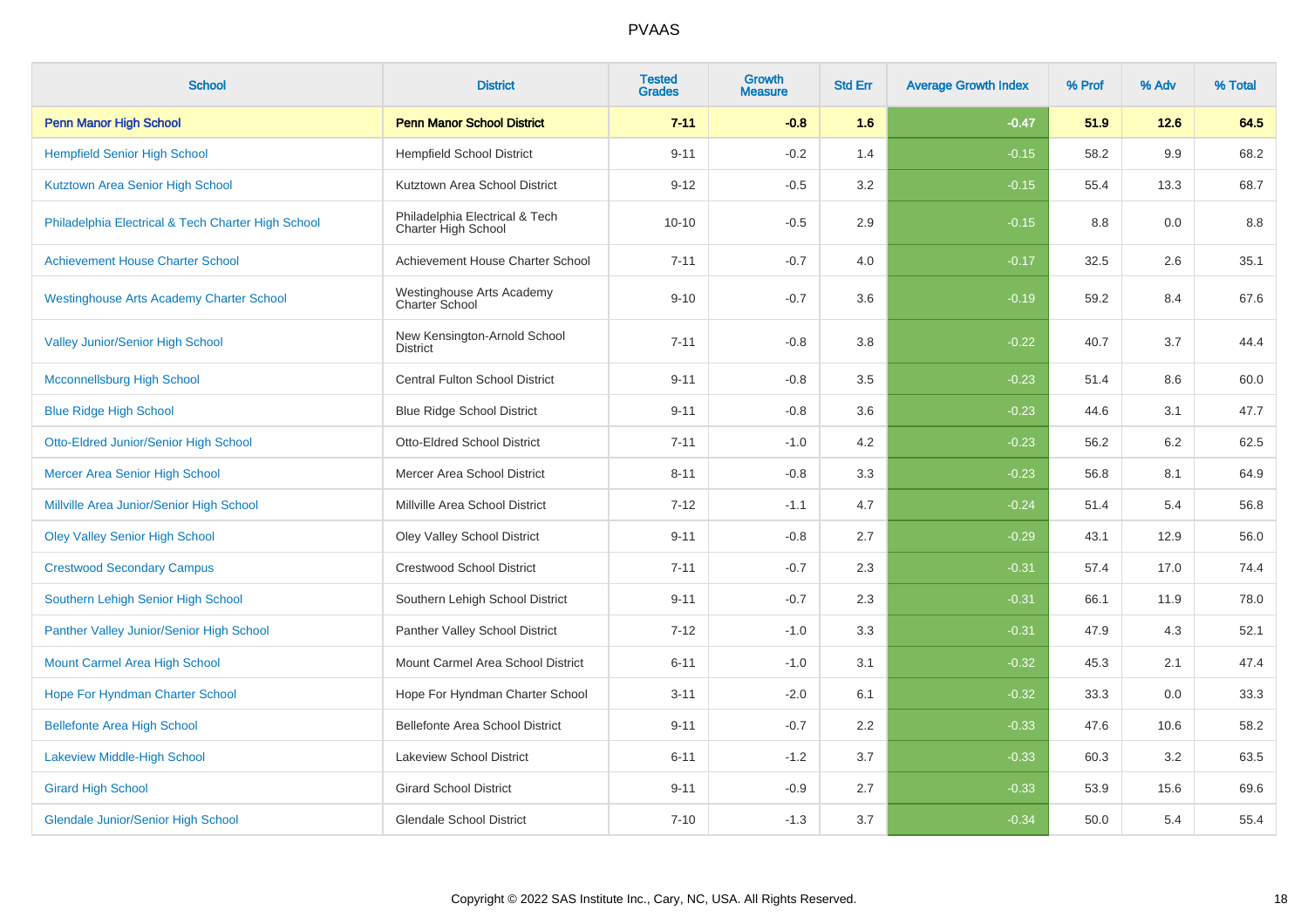# PVAAS

| School | District | Tested Grades | Growth Measure | Std Err | Average Growth Index | % Prof | % Adv | % Total |
|---|---|---|---|---|---|---|---|---|
| **Penn Manor High School** | **Penn Manor School District** | **7-11** | **-0.8** | **1.6** | **-0.47** | **51.9** | **12.6** | **64.5** |
| Hempfield Senior High School | Hempfield School District | 9-11 | -0.2 | 1.4 | -0.15 | 58.2 | 9.9 | 68.2 |
| Kutztown Area Senior High School | Kutztown Area School District | 9-12 | -0.5 | 3.2 | -0.15 | 55.4 | 13.3 | 68.7 |
| Philadelphia Electrical & Tech Charter High School | Philadelphia Electrical & Tech Charter High School | 10-10 | -0.5 | 2.9 | -0.15 | 8.8 | 0.0 | 8.8 |
| Achievement House Charter School | Achievement House Charter School | 7-11 | -0.7 | 4.0 | -0.17 | 32.5 | 2.6 | 35.1 |
| Westinghouse Arts Academy Charter School | Westinghouse Arts Academy Charter School | 9-10 | -0.7 | 3.6 | -0.19 | 59.2 | 8.4 | 67.6 |
| Valley Junior/Senior High School | New Kensington-Arnold School District | 7-11 | -0.8 | 3.8 | -0.22 | 40.7 | 3.7 | 44.4 |
| Mcconnellsburg High School | Central Fulton School District | 9-11 | -0.8 | 3.5 | -0.23 | 51.4 | 8.6 | 60.0 |
| Blue Ridge High School | Blue Ridge School District | 9-11 | -0.8 | 3.6 | -0.23 | 44.6 | 3.1 | 47.7 |
| Otto-Eldred Junior/Senior High School | Otto-Eldred School District | 7-11 | -1.0 | 4.2 | -0.23 | 56.2 | 6.2 | 62.5 |
| Mercer Area Senior High School | Mercer Area School District | 8-11 | -0.8 | 3.3 | -0.23 | 56.8 | 8.1 | 64.9 |
| Millville Area Junior/Senior High School | Millville Area School District | 7-12 | -1.1 | 4.7 | -0.24 | 51.4 | 5.4 | 56.8 |
| Oley Valley Senior High School | Oley Valley School District | 9-11 | -0.8 | 2.7 | -0.29 | 43.1 | 12.9 | 56.0 |
| Crestwood Secondary Campus | Crestwood School District | 7-11 | -0.7 | 2.3 | -0.31 | 57.4 | 17.0 | 74.4 |
| Southern Lehigh Senior High School | Southern Lehigh School District | 9-11 | -0.7 | 2.3 | -0.31 | 66.1 | 11.9 | 78.0 |
| Panther Valley Junior/Senior High School | Panther Valley School District | 7-12 | -1.0 | 3.3 | -0.31 | 47.9 | 4.3 | 52.1 |
| Mount Carmel Area High School | Mount Carmel Area School District | 6-11 | -1.0 | 3.1 | -0.32 | 45.3 | 2.1 | 47.4 |
| Hope For Hyndman Charter School | Hope For Hyndman Charter School | 3-11 | -2.0 | 6.1 | -0.32 | 33.3 | 0.0 | 33.3 |
| Bellefonte Area High School | Bellefonte Area School District | 9-11 | -0.7 | 2.2 | -0.33 | 47.6 | 10.6 | 58.2 |
| Lakeview Middle-High School | Lakeview School District | 6-11 | -1.2 | 3.7 | -0.33 | 60.3 | 3.2 | 63.5 |
| Girard High School | Girard School District | 9-11 | -0.9 | 2.7 | -0.33 | 53.9 | 15.6 | 69.6 |
| Glendale Junior/Senior High School | Glendale School District | 7-10 | -1.3 | 3.7 | -0.34 | 50.0 | 5.4 | 55.4 |

Copyright © 2022 SAS Institute Inc., Cary, NC, USA. All Rights Reserved.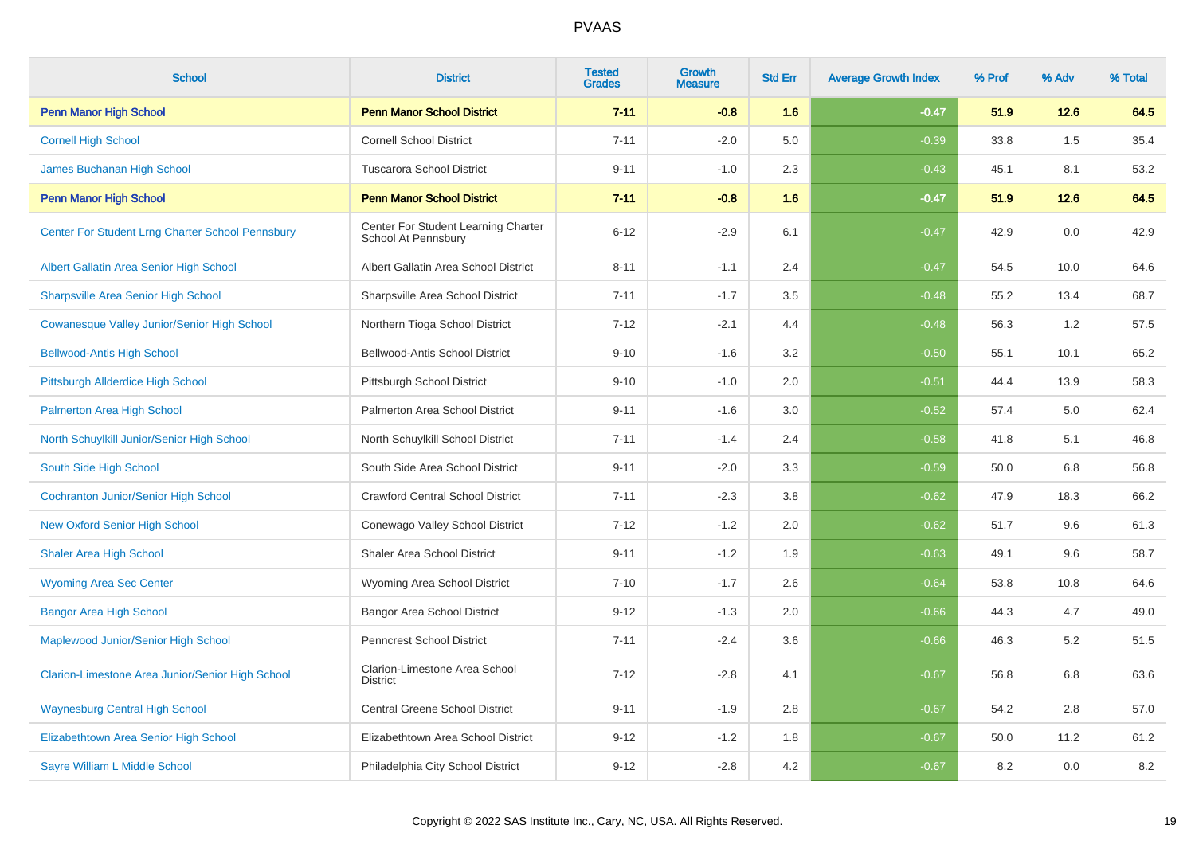# PVAAS

| School | District | Tested Grades | Growth Measure | Std Err | Average Growth Index | % Prof | % Adv | % Total |
|---|---|---|---|---|---|---|---|---|
| **Penn Manor High School** | **Penn Manor School District** | **7-11** | **-0.8** | **1.6** | **-0.47** | **51.9** | **12.6** | **64.5** |
| Cornell High School | Cornell School District | 7-11 | -2.0 | 5.0 | -0.39 | 33.8 | 1.5 | 35.4 |
| James Buchanan High School | Tuscarora School District | 9-11 | -1.0 | 2.3 | -0.43 | 45.1 | 8.1 | 53.2 |
| **Penn Manor High School** | **Penn Manor School District** | **7-11** | **-0.8** | **1.6** | **-0.47** | **51.9** | **12.6** | **64.5** |
| Center For Student Lrng Charter School Pennsbury | Center For Student Learning Charter School At Pennsbury | 6-12 | -2.9 | 6.1 | -0.47 | 42.9 | 0.0 | 42.9 |
| Albert Gallatin Area Senior High School | Albert Gallatin Area School District | 8-11 | -1.1 | 2.4 | -0.47 | 54.5 | 10.0 | 64.6 |
| Sharpsville Area Senior High School | Sharpsville Area School District | 7-11 | -1.7 | 3.5 | -0.48 | 55.2 | 13.4 | 68.7 |
| Cowanesque Valley Junior/Senior High School | Northern Tioga School District | 7-12 | -2.1 | 4.4 | -0.48 | 56.3 | 1.2 | 57.5 |
| Bellwood-Antis High School | Bellwood-Antis School District | 9-10 | -1.6 | 3.2 | -0.50 | 55.1 | 10.1 | 65.2 |
| Pittsburgh Allderdice High School | Pittsburgh School District | 9-10 | -1.0 | 2.0 | -0.51 | 44.4 | 13.9 | 58.3 |
| Palmerton Area High School | Palmerton Area School District | 9-11 | -1.6 | 3.0 | -0.52 | 57.4 | 5.0 | 62.4 |
| North Schuylkill Junior/Senior High School | North Schuylkill School District | 7-11 | -1.4 | 2.4 | -0.58 | 41.8 | 5.1 | 46.8 |
| South Side High School | South Side Area School District | 9-11 | -2.0 | 3.3 | -0.59 | 50.0 | 6.8 | 56.8 |
| Cochranton Junior/Senior High School | Crawford Central School District | 7-11 | -2.3 | 3.8 | -0.62 | 47.9 | 18.3 | 66.2 |
| New Oxford Senior High School | Conewago Valley School District | 7-12 | -1.2 | 2.0 | -0.62 | 51.7 | 9.6 | 61.3 |
| Shaler Area High School | Shaler Area School District | 9-11 | -1.2 | 1.9 | -0.63 | 49.1 | 9.6 | 58.7 |
| Wyoming Area Sec Center | Wyoming Area School District | 7-10 | -1.7 | 2.6 | -0.64 | 53.8 | 10.8 | 64.6 |
| Bangor Area High School | Bangor Area School District | 9-12 | -1.3 | 2.0 | -0.66 | 44.3 | 4.7 | 49.0 |
| Maplewood Junior/Senior High School | Penncrest School District | 7-11 | -2.4 | 3.6 | -0.66 | 46.3 | 5.2 | 51.5 |
| Clarion-Limestone Area Junior/Senior High School | Clarion-Limestone Area School District | 7-12 | -2.8 | 4.1 | -0.67 | 56.8 | 6.8 | 63.6 |
| Waynesburg Central High School | Central Greene School District | 9-11 | -1.9 | 2.8 | -0.67 | 54.2 | 2.8 | 57.0 |
| Elizabethtown Area Senior High School | Elizabethtown Area School District | 9-12 | -1.2 | 1.8 | -0.67 | 50.0 | 11.2 | 61.2 |
| Sayre William L Middle School | Philadelphia City School District | 9-12 | -2.8 | 4.2 | -0.67 | 8.2 | 0.0 | 8.2 |

Copyright © 2022 SAS Institute Inc., Cary, NC, USA. All Rights Reserved.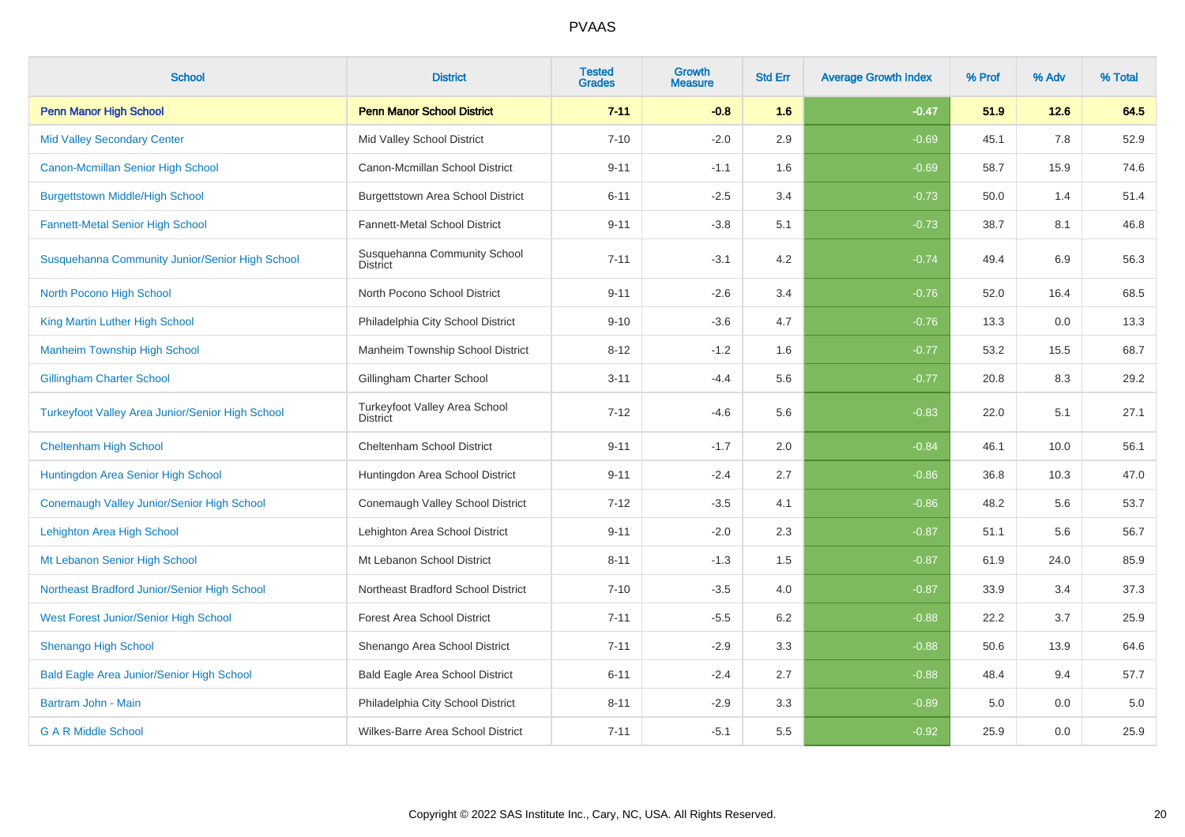PVAAS

| School | District | Tested Grades | Growth Measure | Std Err | Average Growth Index | % Prof | % Adv | % Total |
|---|---|---|---|---|---|---|---|---|
| **Penn Manor High School** | **Penn Manor School District** | **7-11** | **-0.8** | **1.6** | **-0.47** | **51.9** | **12.6** | **64.5** |
| Mid Valley Secondary Center | Mid Valley School District | 7-10 | -2.0 | 2.9 | -0.69 | 45.1 | 7.8 | 52.9 |
| Canon-Mcmillan Senior High School | Canon-Mcmillan School District | 9-11 | -1.1 | 1.6 | -0.69 | 58.7 | 15.9 | 74.6 |
| Burgettstown Middle/High School | Burgettstown Area School District | 6-11 | -2.5 | 3.4 | -0.73 | 50.0 | 1.4 | 51.4 |
| Fannett-Metal Senior High School | Fannett-Metal School District | 9-11 | -3.8 | 5.1 | -0.73 | 38.7 | 8.1 | 46.8 |
| Susquehanna Community Junior/Senior High School | Susquehanna Community School District | 7-11 | -3.1 | 4.2 | -0.74 | 49.4 | 6.9 | 56.3 |
| North Pocono High School | North Pocono School District | 9-11 | -2.6 | 3.4 | -0.76 | 52.0 | 16.4 | 68.5 |
| King Martin Luther High School | Philadelphia City School District | 9-10 | -3.6 | 4.7 | -0.76 | 13.3 | 0.0 | 13.3 |
| Manheim Township High School | Manheim Township School District | 8-12 | -1.2 | 1.6 | -0.77 | 53.2 | 15.5 | 68.7 |
| Gillingham Charter School | Gillingham Charter School | 3-11 | -4.4 | 5.6 | -0.77 | 20.8 | 8.3 | 29.2 |
| Turkeyfoot Valley Area Junior/Senior High School | Turkeyfoot Valley Area School District | 7-12 | -4.6 | 5.6 | -0.83 | 22.0 | 5.1 | 27.1 |
| Cheltenham High School | Cheltenham School District | 9-11 | -1.7 | 2.0 | -0.84 | 46.1 | 10.0 | 56.1 |
| Huntingdon Area Senior High School | Huntingdon Area School District | 9-11 | -2.4 | 2.7 | -0.86 | 36.8 | 10.3 | 47.0 |
| Conemaugh Valley Junior/Senior High School | Conemaugh Valley School District | 7-12 | -3.5 | 4.1 | -0.86 | 48.2 | 5.6 | 53.7 |
| Lehighton Area High School | Lehighton Area School District | 9-11 | -2.0 | 2.3 | -0.87 | 51.1 | 5.6 | 56.7 |
| Mt Lebanon Senior High School | Mt Lebanon School District | 8-11 | -1.3 | 1.5 | -0.87 | 61.9 | 24.0 | 85.9 |
| Northeast Bradford Junior/Senior High School | Northeast Bradford School District | 7-10 | -3.5 | 4.0 | -0.87 | 33.9 | 3.4 | 37.3 |
| West Forest Junior/Senior High School | Forest Area School District | 7-11 | -5.5 | 6.2 | -0.88 | 22.2 | 3.7 | 25.9 |
| Shenango High School | Shenango Area School District | 7-11 | -2.9 | 3.3 | -0.88 | 50.6 | 13.9 | 64.6 |
| Bald Eagle Area Junior/Senior High School | Bald Eagle Area School District | 6-11 | -2.4 | 2.7 | -0.88 | 48.4 | 9.4 | 57.7 |
| Bartram John - Main | Philadelphia City School District | 8-11 | -2.9 | 3.3 | -0.89 | 5.0 | 0.0 | 5.0 |
| G A R Middle School | Wilkes-Barre Area School District | 7-11 | -5.1 | 5.5 | -0.92 | 25.9 | 0.0 | 25.9 |

Copyright © 2022 SAS Institute Inc., Cary, NC, USA. All Rights Reserved.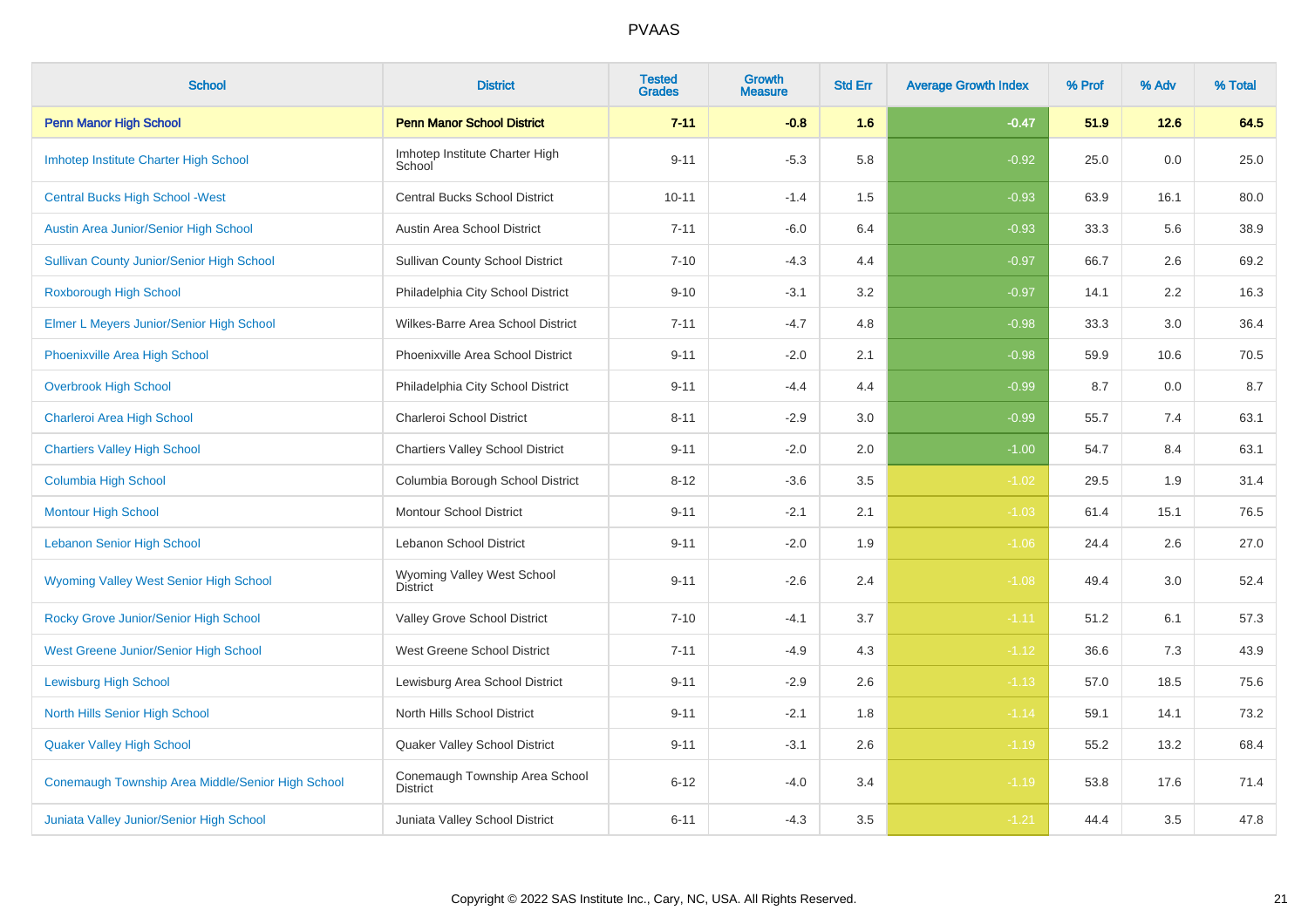# PVAAS

| School | District | Tested Grades | Growth Measure | Std Err | Average Growth Index | % Prof | % Adv | % Total |
|---|---|---|---|---|---|---|---|---|
| **Penn Manor High School** | **Penn Manor School District** | **7-11** | **-0.8** | **1.6** | **-0.47** | **51.9** | **12.6** | **64.5** |
| Imhotep Institute Charter High School | Imhotep Institute Charter High School | 9-11 | -5.3 | 5.8 | -0.92 | 25.0 | 0.0 | 25.0 |
| Central Bucks High School -West | Central Bucks School District | 10-11 | -1.4 | 1.5 | -0.93 | 63.9 | 16.1 | 80.0 |
| Austin Area Junior/Senior High School | Austin Area School District | 7-11 | -6.0 | 6.4 | -0.93 | 33.3 | 5.6 | 38.9 |
| Sullivan County Junior/Senior High School | Sullivan County School District | 7-10 | -4.3 | 4.4 | -0.97 | 66.7 | 2.6 | 69.2 |
| Roxborough High School | Philadelphia City School District | 9-10 | -3.1 | 3.2 | -0.97 | 14.1 | 2.2 | 16.3 |
| Elmer L Meyers Junior/Senior High School | Wilkes-Barre Area School District | 7-11 | -4.7 | 4.8 | -0.98 | 33.3 | 3.0 | 36.4 |
| Phoenixville Area High School | Phoenixville Area School District | 9-11 | -2.0 | 2.1 | -0.98 | 59.9 | 10.6 | 70.5 |
| Overbrook High School | Philadelphia City School District | 9-11 | -4.4 | 4.4 | -0.99 | 8.7 | 0.0 | 8.7 |
| Charleroi Area High School | Charleroi School District | 8-11 | -2.9 | 3.0 | -0.99 | 55.7 | 7.4 | 63.1 |
| Chartiers Valley High School | Chartiers Valley School District | 9-11 | -2.0 | 2.0 | -1.00 | 54.7 | 8.4 | 63.1 |
| Columbia High School | Columbia Borough School District | 8-12 | -3.6 | 3.5 | -1.02 | 29.5 | 1.9 | 31.4 |
| Montour High School | Montour School District | 9-11 | -2.1 | 2.1 | -1.03 | 61.4 | 15.1 | 76.5 |
| Lebanon Senior High School | Lebanon School District | 9-11 | -2.0 | 1.9 | -1.06 | 24.4 | 2.6 | 27.0 |
| Wyoming Valley West Senior High School | Wyoming Valley West School District | 9-11 | -2.6 | 2.4 | -1.08 | 49.4 | 3.0 | 52.4 |
| Rocky Grove Junior/Senior High School | Valley Grove School District | 7-10 | -4.1 | 3.7 | -1.11 | 51.2 | 6.1 | 57.3 |
| West Greene Junior/Senior High School | West Greene School District | 7-11 | -4.9 | 4.3 | -1.12 | 36.6 | 7.3 | 43.9 |
| Lewisburg High School | Lewisburg Area School District | 9-11 | -2.9 | 2.6 | -1.13 | 57.0 | 18.5 | 75.6 |
| North Hills Senior High School | North Hills School District | 9-11 | -2.1 | 1.8 | -1.14 | 59.1 | 14.1 | 73.2 |
| Quaker Valley High School | Quaker Valley School District | 9-11 | -3.1 | 2.6 | -1.19 | 55.2 | 13.2 | 68.4 |
| Conemaugh Township Area Middle/Senior High School | Conemaugh Township Area School District | 6-12 | -4.0 | 3.4 | -1.19 | 53.8 | 17.6 | 71.4 |
| Juniata Valley Junior/Senior High School | Juniata Valley School District | 6-11 | -4.3 | 3.5 | -1.21 | 44.4 | 3.5 | 47.8 |

Copyright © 2022 SAS Institute Inc., Cary, NC, USA. All Rights Reserved.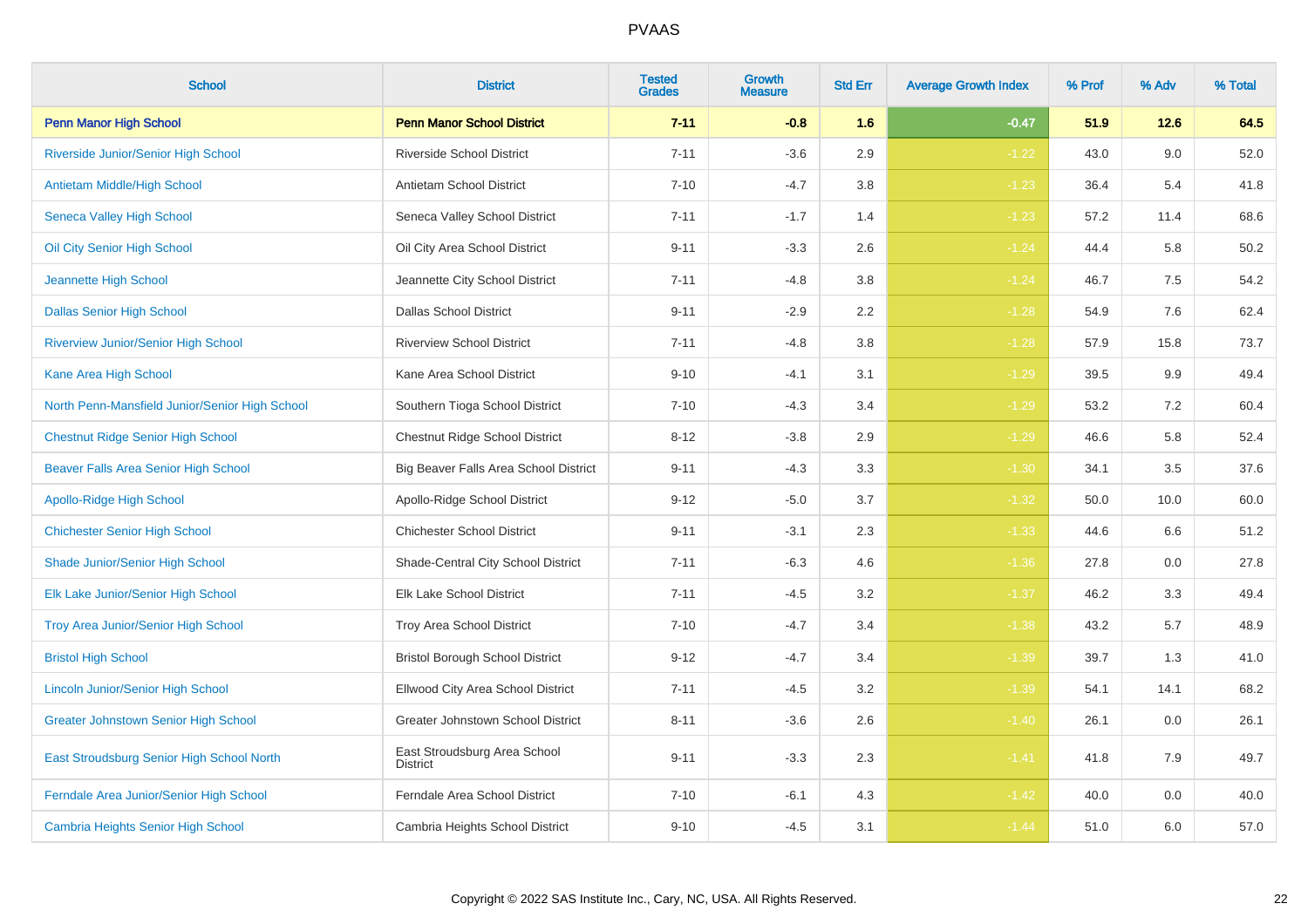# PVAAS

| School | District | Tested Grades | Growth Measure | Std Err | Average Growth Index | % Prof | % Adv | % Total |
|---|---|---|---|---|---|---|---|---|
| **Penn Manor High School** | **Penn Manor School District** | **7-11** | **-0.8** | **1.6** | **-0.47** | **51.9** | **12.6** | **64.5** |
| Riverside Junior/Senior High School | Riverside School District | 7-11 | -3.6 | 2.9 | -1.22 | 43.0 | 9.0 | 52.0 |
| Antietam Middle/High School | Antietam School District | 7-10 | -4.7 | 3.8 | -1.23 | 36.4 | 5.4 | 41.8 |
| Seneca Valley High School | Seneca Valley School District | 7-11 | -1.7 | 1.4 | -1.23 | 57.2 | 11.4 | 68.6 |
| Oil City Senior High School | Oil City Area School District | 9-11 | -3.3 | 2.6 | -1.24 | 44.4 | 5.8 | 50.2 |
| Jeannette High School | Jeannette City School District | 7-11 | -4.8 | 3.8 | -1.24 | 46.7 | 7.5 | 54.2 |
| Dallas Senior High School | Dallas School District | 9-11 | -2.9 | 2.2 | -1.28 | 54.9 | 7.6 | 62.4 |
| Riverview Junior/Senior High School | Riverview School District | 7-11 | -4.8 | 3.8 | -1.28 | 57.9 | 15.8 | 73.7 |
| Kane Area High School | Kane Area School District | 9-10 | -4.1 | 3.1 | -1.29 | 39.5 | 9.9 | 49.4 |
| North Penn-Mansfield Junior/Senior High School | Southern Tioga School District | 7-10 | -4.3 | 3.4 | -1.29 | 53.2 | 7.2 | 60.4 |
| Chestnut Ridge Senior High School | Chestnut Ridge School District | 8-12 | -3.8 | 2.9 | -1.29 | 46.6 | 5.8 | 52.4 |
| Beaver Falls Area Senior High School | Big Beaver Falls Area School District | 9-11 | -4.3 | 3.3 | -1.30 | 34.1 | 3.5 | 37.6 |
| Apollo-Ridge High School | Apollo-Ridge School District | 9-12 | -5.0 | 3.7 | -1.32 | 50.0 | 10.0 | 60.0 |
| Chichester Senior High School | Chichester School District | 9-11 | -3.1 | 2.3 | -1.33 | 44.6 | 6.6 | 51.2 |
| Shade Junior/Senior High School | Shade-Central City School District | 7-11 | -6.3 | 4.6 | -1.36 | 27.8 | 0.0 | 27.8 |
| Elk Lake Junior/Senior High School | Elk Lake School District | 7-11 | -4.5 | 3.2 | -1.37 | 46.2 | 3.3 | 49.4 |
| Troy Area Junior/Senior High School | Troy Area School District | 7-10 | -4.7 | 3.4 | -1.38 | 43.2 | 5.7 | 48.9 |
| Bristol High School | Bristol Borough School District | 9-12 | -4.7 | 3.4 | -1.39 | 39.7 | 1.3 | 41.0 |
| Lincoln Junior/Senior High School | Ellwood City Area School District | 7-11 | -4.5 | 3.2 | -1.39 | 54.1 | 14.1 | 68.2 |
| Greater Johnstown Senior High School | Greater Johnstown School District | 8-11 | -3.6 | 2.6 | -1.40 | 26.1 | 0.0 | 26.1 |
| East Stroudsburg Senior High School North | East Stroudsburg Area School District | 9-11 | -3.3 | 2.3 | -1.41 | 41.8 | 7.9 | 49.7 |
| Ferndale Area Junior/Senior High School | Ferndale Area School District | 7-10 | -6.1 | 4.3 | -1.42 | 40.0 | 0.0 | 40.0 |
| Cambria Heights Senior High School | Cambria Heights School District | 9-10 | -4.5 | 3.1 | -1.44 | 51.0 | 6.0 | 57.0 |

Copyright © 2022 SAS Institute Inc., Cary, NC, USA. All Rights Reserved.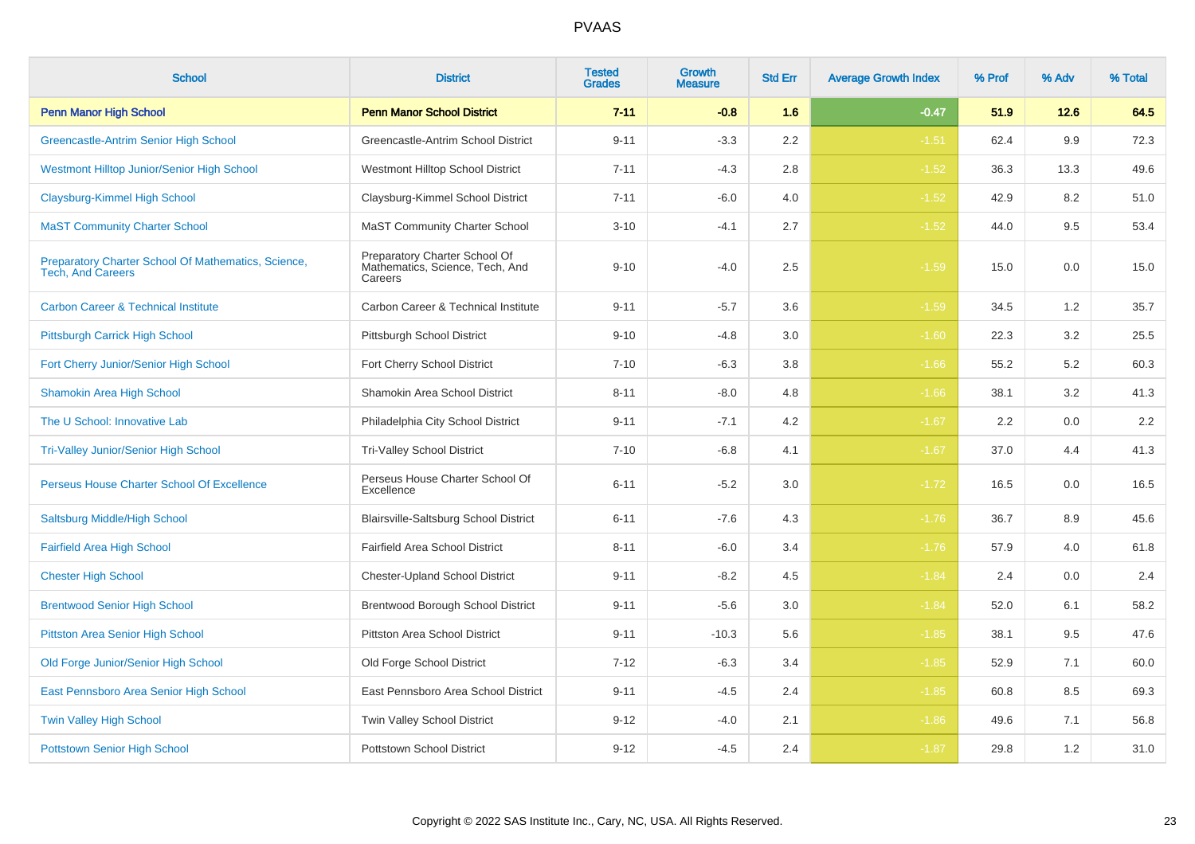# PVAAS

| School | District | Tested Grades | Growth Measure | Std Err | Average Growth Index | % Prof | % Adv | % Total |
|---|---|---|---|---|---|---|---|---|
| **Penn Manor High School** | **Penn Manor School District** | **7-11** | **-0.8** | **1.6** | **-0.47** | **51.9** | **12.6** | **64.5** |
| Greencastle-Antrim Senior High School | Greencastle-Antrim School District | 9-11 | -3.3 | 2.2 | -1.51 | 62.4 | 9.9 | 72.3 |
| Westmont Hilltop Junior/Senior High School | Westmont Hilltop School District | 7-11 | -4.3 | 2.8 | -1.52 | 36.3 | 13.3 | 49.6 |
| Claysburg-Kimmel High School | Claysburg-Kimmel School District | 7-11 | -6.0 | 4.0 | -1.52 | 42.9 | 8.2 | 51.0 |
| MaST Community Charter School | MaST Community Charter School | 3-10 | -4.1 | 2.7 | -1.52 | 44.0 | 9.5 | 53.4 |
| Preparatory Charter School Of Mathematics, Science, Tech, And Careers | Preparatory Charter School Of Mathematics, Science, Tech, And Careers | 9-10 | -4.0 | 2.5 | -1.59 | 15.0 | 0.0 | 15.0 |
| Carbon Career & Technical Institute | Carbon Career & Technical Institute | 9-11 | -5.7 | 3.6 | -1.59 | 34.5 | 1.2 | 35.7 |
| Pittsburgh Carrick High School | Pittsburgh School District | 9-10 | -4.8 | 3.0 | -1.60 | 22.3 | 3.2 | 25.5 |
| Fort Cherry Junior/Senior High School | Fort Cherry School District | 7-10 | -6.3 | 3.8 | -1.66 | 55.2 | 5.2 | 60.3 |
| Shamokin Area High School | Shamokin Area School District | 8-11 | -8.0 | 4.8 | -1.66 | 38.1 | 3.2 | 41.3 |
| The U School: Innovative Lab | Philadelphia City School District | 9-11 | -7.1 | 4.2 | -1.67 | 2.2 | 0.0 | 2.2 |
| Tri-Valley Junior/Senior High School | Tri-Valley School District | 7-10 | -6.8 | 4.1 | -1.67 | 37.0 | 4.4 | 41.3 |
| Perseus House Charter School Of Excellence | Perseus House Charter School Of Excellence | 6-11 | -5.2 | 3.0 | -1.72 | 16.5 | 0.0 | 16.5 |
| Saltsburg Middle/High School | Blairsville-Saltsburg School District | 6-11 | -7.6 | 4.3 | -1.76 | 36.7 | 8.9 | 45.6 |
| Fairfield Area High School | Fairfield Area School District | 8-11 | -6.0 | 3.4 | -1.76 | 57.9 | 4.0 | 61.8 |
| Chester High School | Chester-Upland School District | 9-11 | -8.2 | 4.5 | -1.84 | 2.4 | 0.0 | 2.4 |
| Brentwood Senior High School | Brentwood Borough School District | 9-11 | -5.6 | 3.0 | -1.84 | 52.0 | 6.1 | 58.2 |
| Pittston Area Senior High School | Pittston Area School District | 9-11 | -10.3 | 5.6 | -1.85 | 38.1 | 9.5 | 47.6 |
| Old Forge Junior/Senior High School | Old Forge School District | 7-12 | -6.3 | 3.4 | -1.85 | 52.9 | 7.1 | 60.0 |
| East Pennsboro Area Senior High School | East Pennsboro Area School District | 9-11 | -4.5 | 2.4 | -1.85 | 60.8 | 8.5 | 69.3 |
| Twin Valley High School | Twin Valley School District | 9-12 | -4.0 | 2.1 | -1.86 | 49.6 | 7.1 | 56.8 |
| Pottstown Senior High School | Pottstown School District | 9-12 | -4.5 | 2.4 | -1.87 | 29.8 | 1.2 | 31.0 |

Copyright © 2022 SAS Institute Inc., Cary, NC, USA. All Rights Reserved.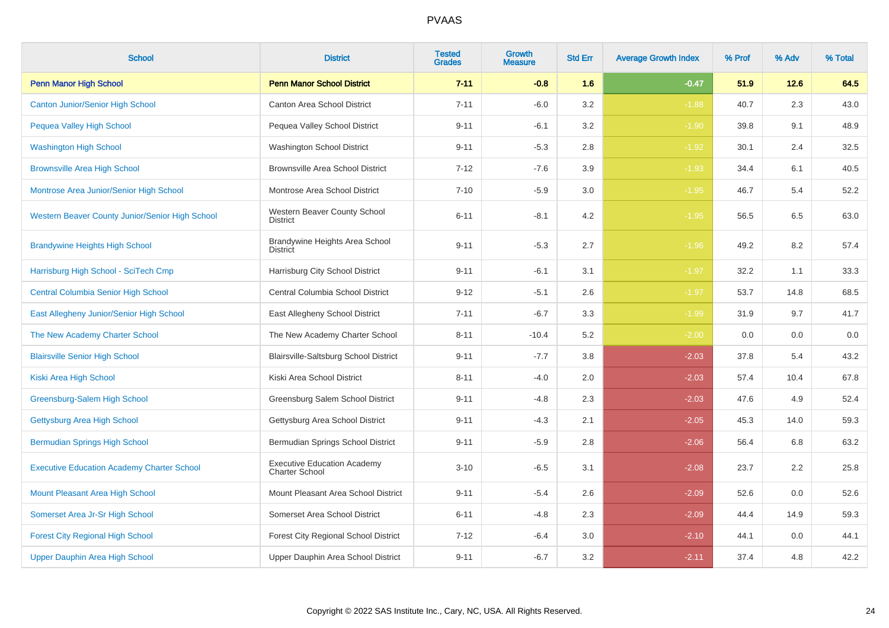# PVAAS

| School | District | Tested Grades | Growth Measure | Std Err | Average Growth Index | % Prof | % Adv | % Total |
|---|---|---|---|---|---|---|---|---|
| **Penn Manor High School** | **Penn Manor School District** | **7-11** | **-0.8** | **1.6** | **-0.47** | **51.9** | **12.6** | **64.5** |
| Canton Junior/Senior High School | Canton Area School District | 7-11 | -6.0 | 3.2 | -1.88 | 40.7 | 2.3 | 43.0 |
| Pequea Valley High School | Pequea Valley School District | 9-11 | -6.1 | 3.2 | -1.90 | 39.8 | 9.1 | 48.9 |
| Washington High School | Washington School District | 9-11 | -5.3 | 2.8 | -1.92 | 30.1 | 2.4 | 32.5 |
| Brownsville Area High School | Brownsville Area School District | 7-12 | -7.6 | 3.9 | -1.93 | 34.4 | 6.1 | 40.5 |
| Montrose Area Junior/Senior High School | Montrose Area School District | 7-10 | -5.9 | 3.0 | -1.95 | 46.7 | 5.4 | 52.2 |
| Western Beaver County Junior/Senior High School | Western Beaver County School District | 6-11 | -8.1 | 4.2 | -1.95 | 56.5 | 6.5 | 63.0 |
| Brandywine Heights High School | Brandywine Heights Area School District | 9-11 | -5.3 | 2.7 | -1.96 | 49.2 | 8.2 | 57.4 |
| Harrisburg High School - SciTech Cmp | Harrisburg City School District | 9-11 | -6.1 | 3.1 | -1.97 | 32.2 | 1.1 | 33.3 |
| Central Columbia Senior High School | Central Columbia School District | 9-12 | -5.1 | 2.6 | -1.97 | 53.7 | 14.8 | 68.5 |
| East Allegheny Junior/Senior High School | East Allegheny School District | 7-11 | -6.7 | 3.3 | -1.99 | 31.9 | 9.7 | 41.7 |
| The New Academy Charter School | The New Academy Charter School | 8-11 | -10.4 | 5.2 | -2.00 | 0.0 | 0.0 | 0.0 |
| Blairsville Senior High School | Blairsville-Saltsburg School District | 9-11 | -7.7 | 3.8 | -2.03 | 37.8 | 5.4 | 43.2 |
| Kiski Area High School | Kiski Area School District | 8-11 | -4.0 | 2.0 | -2.03 | 57.4 | 10.4 | 67.8 |
| Greensburg-Salem High School | Greensburg Salem School District | 9-11 | -4.8 | 2.3 | -2.03 | 47.6 | 4.9 | 52.4 |
| Gettysburg Area High School | Gettysburg Area School District | 9-11 | -4.3 | 2.1 | -2.05 | 45.3 | 14.0 | 59.3 |
| Bermudian Springs High School | Bermudian Springs School District | 9-11 | -5.9 | 2.8 | -2.06 | 56.4 | 6.8 | 63.2 |
| Executive Education Academy Charter School | Executive Education Academy Charter School | 3-10 | -6.5 | 3.1 | -2.08 | 23.7 | 2.2 | 25.8 |
| Mount Pleasant Area High School | Mount Pleasant Area School District | 9-11 | -5.4 | 2.6 | -2.09 | 52.6 | 0.0 | 52.6 |
| Somerset Area Jr-Sr High School | Somerset Area School District | 6-11 | -4.8 | 2.3 | -2.09 | 44.4 | 14.9 | 59.3 |
| Forest City Regional High School | Forest City Regional School District | 7-12 | -6.4 | 3.0 | -2.10 | 44.1 | 0.0 | 44.1 |
| Upper Dauphin Area High School | Upper Dauphin Area School District | 9-11 | -6.7 | 3.2 | -2.11 | 37.4 | 4.8 | 42.2 |

Copyright © 2022 SAS Institute Inc., Cary, NC, USA. All Rights Reserved.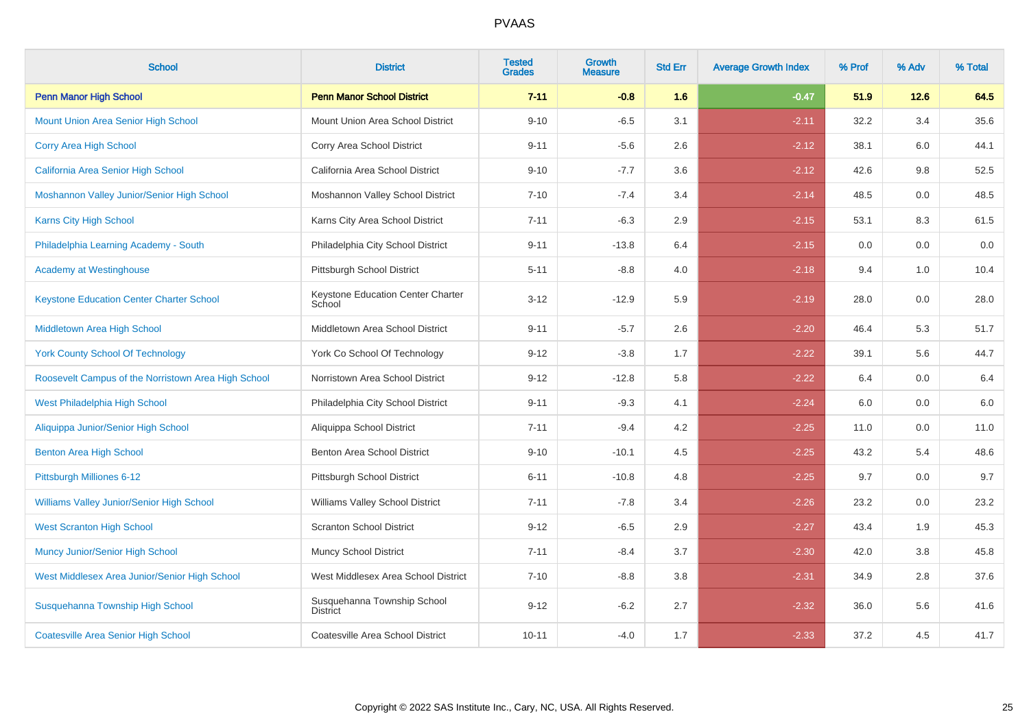# PVAAS

| School | District | Tested Grades | Growth Measure | Std Err | Average Growth Index | % Prof | % Adv | % Total |
|---|---|---|---|---|---|---|---|---|
| **Penn Manor High School** | **Penn Manor School District** | **7-11** | **-0.8** | **1.6** | **-0.47** | **51.9** | **12.6** | **64.5** |
| Mount Union Area Senior High School | Mount Union Area School District | 9-10 | -6.5 | 3.1 | -2.11 | 32.2 | 3.4 | 35.6 |
| Corry Area High School | Corry Area School District | 9-11 | -5.6 | 2.6 | -2.12 | 38.1 | 6.0 | 44.1 |
| California Area Senior High School | California Area School District | 9-10 | -7.7 | 3.6 | -2.12 | 42.6 | 9.8 | 52.5 |
| Moshannon Valley Junior/Senior High School | Moshannon Valley School District | 7-10 | -7.4 | 3.4 | -2.14 | 48.5 | 0.0 | 48.5 |
| Karns City High School | Karns City Area School District | 7-11 | -6.3 | 2.9 | -2.15 | 53.1 | 8.3 | 61.5 |
| Philadelphia Learning Academy - South | Philadelphia City School District | 9-11 | -13.8 | 6.4 | -2.15 | 0.0 | 0.0 | 0.0 |
| Academy at Westinghouse | Pittsburgh School District | 5-11 | -8.8 | 4.0 | -2.18 | 9.4 | 1.0 | 10.4 |
| Keystone Education Center Charter School | Keystone Education Center Charter School | 3-12 | -12.9 | 5.9 | -2.19 | 28.0 | 0.0 | 28.0 |
| Middletown Area High School | Middletown Area School District | 9-11 | -5.7 | 2.6 | -2.20 | 46.4 | 5.3 | 51.7 |
| York County School Of Technology | York Co School Of Technology | 9-12 | -3.8 | 1.7 | -2.22 | 39.1 | 5.6 | 44.7 |
| Roosevelt Campus of the Norristown Area High School | Norristown Area School District | 9-12 | -12.8 | 5.8 | -2.22 | 6.4 | 0.0 | 6.4 |
| West Philadelphia High School | Philadelphia City School District | 9-11 | -9.3 | 4.1 | -2.24 | 6.0 | 0.0 | 6.0 |
| Aliquippa Junior/Senior High School | Aliquippa School District | 7-11 | -9.4 | 4.2 | -2.25 | 11.0 | 0.0 | 11.0 |
| Benton Area High School | Benton Area School District | 9-10 | -10.1 | 4.5 | -2.25 | 43.2 | 5.4 | 48.6 |
| Pittsburgh Milliones 6-12 | Pittsburgh School District | 6-11 | -10.8 | 4.8 | -2.25 | 9.7 | 0.0 | 9.7 |
| Williams Valley Junior/Senior High School | Williams Valley School District | 7-11 | -7.8 | 3.4 | -2.26 | 23.2 | 0.0 | 23.2 |
| West Scranton High School | Scranton School District | 9-12 | -6.5 | 2.9 | -2.27 | 43.4 | 1.9 | 45.3 |
| Muncy Junior/Senior High School | Muncy School District | 7-11 | -8.4 | 3.7 | -2.30 | 42.0 | 3.8 | 45.8 |
| West Middlesex Area Junior/Senior High School | West Middlesex Area School District | 7-10 | -8.8 | 3.8 | -2.31 | 34.9 | 2.8 | 37.6 |
| Susquehanna Township High School | Susquehanna Township School District | 9-12 | -6.2 | 2.7 | -2.32 | 36.0 | 5.6 | 41.6 |
| Coatesville Area Senior High School | Coatesville Area School District | 10-11 | -4.0 | 1.7 | -2.33 | 37.2 | 4.5 | 41.7 |

Copyright © 2022 SAS Institute Inc., Cary, NC, USA. All Rights Reserved.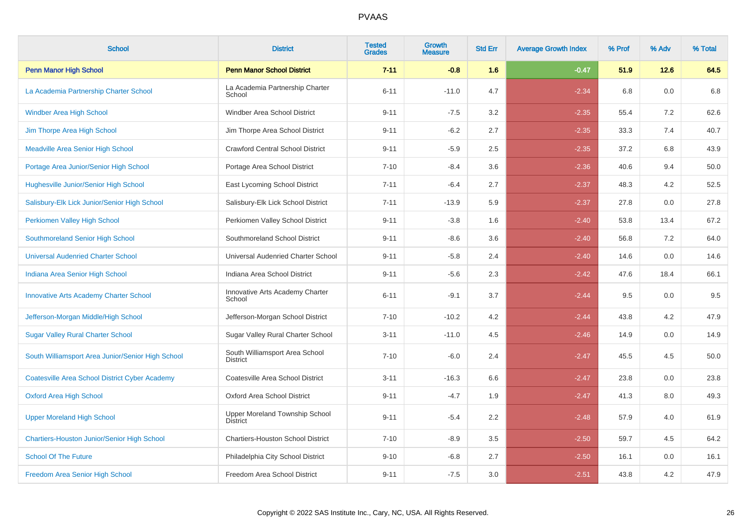| School | District | Tested Grades | Growth Measure | Std Err | Average Growth Index | % Prof | % Adv | % Total |
|---|---|---|---|---|---|---|---|---|
| **Penn Manor High School** | **Penn Manor School District** | **7-11** | **-0.8** | **1.6** | **-0.47** | **51.9** | **12.6** | **64.5** |
| La Academia Partnership Charter School | La Academia Partnership Charter School | 6-11 | -11.0 | 4.7 | -2.34 | 6.8 | 0.0 | 6.8 |
| Windber Area High School | Windber Area School District | 9-11 | -7.5 | 3.2 | -2.35 | 55.4 | 7.2 | 62.6 |
| Jim Thorpe Area High School | Jim Thorpe Area School District | 9-11 | -6.2 | 2.7 | -2.35 | 33.3 | 7.4 | 40.7 |
| Meadville Area Senior High School | Crawford Central School District | 9-11 | -5.9 | 2.5 | -2.35 | 37.2 | 6.8 | 43.9 |
| Portage Area Junior/Senior High School | Portage Area School District | 7-10 | -8.4 | 3.6 | -2.36 | 40.6 | 9.4 | 50.0 |
| Hughesville Junior/Senior High School | East Lycoming School District | 7-11 | -6.4 | 2.7 | -2.37 | 48.3 | 4.2 | 52.5 |
| Salisbury-Elk Lick Junior/Senior High School | Salisbury-Elk Lick School District | 7-11 | -13.9 | 5.9 | -2.37 | 27.8 | 0.0 | 27.8 |
| Perkiomen Valley High School | Perkiomen Valley School District | 9-11 | -3.8 | 1.6 | -2.40 | 53.8 | 13.4 | 67.2 |
| Southmoreland Senior High School | Southmoreland School District | 9-11 | -8.6 | 3.6 | -2.40 | 56.8 | 7.2 | 64.0 |
| Universal Audenried Charter School | Universal Audenried Charter School | 9-11 | -5.8 | 2.4 | -2.40 | 14.6 | 0.0 | 14.6 |
| Indiana Area Senior High School | Indiana Area School District | 9-11 | -5.6 | 2.3 | -2.42 | 47.6 | 18.4 | 66.1 |
| Innovative Arts Academy Charter School | Innovative Arts Academy Charter School | 6-11 | -9.1 | 3.7 | -2.44 | 9.5 | 0.0 | 9.5 |
| Jefferson-Morgan Middle/High School | Jefferson-Morgan School District | 7-10 | -10.2 | 4.2 | -2.44 | 43.8 | 4.2 | 47.9 |
| Sugar Valley Rural Charter School | Sugar Valley Rural Charter School | 3-11 | -11.0 | 4.5 | -2.46 | 14.9 | 0.0 | 14.9 |
| South Williamsport Area Junior/Senior High School | South Williamsport Area School District | 7-10 | -6.0 | 2.4 | -2.47 | 45.5 | 4.5 | 50.0 |
| Coatesville Area School District Cyber Academy | Coatesville Area School District | 3-11 | -16.3 | 6.6 | -2.47 | 23.8 | 0.0 | 23.8 |
| Oxford Area High School | Oxford Area School District | 9-11 | -4.7 | 1.9 | -2.47 | 41.3 | 8.0 | 49.3 |
| Upper Moreland High School | Upper Moreland Township School District | 9-11 | -5.4 | 2.2 | -2.48 | 57.9 | 4.0 | 61.9 |
| Chartiers-Houston Junior/Senior High School | Chartiers-Houston School District | 7-10 | -8.9 | 3.5 | -2.50 | 59.7 | 4.5 | 64.2 |
| School Of The Future | Philadelphia City School District | 9-10 | -6.8 | 2.7 | -2.50 | 16.1 | 0.0 | 16.1 |
| Freedom Area Senior High School | Freedom Area School District | 9-11 | -7.5 | 3.0 | -2.51 | 43.8 | 4.2 | 47.9 |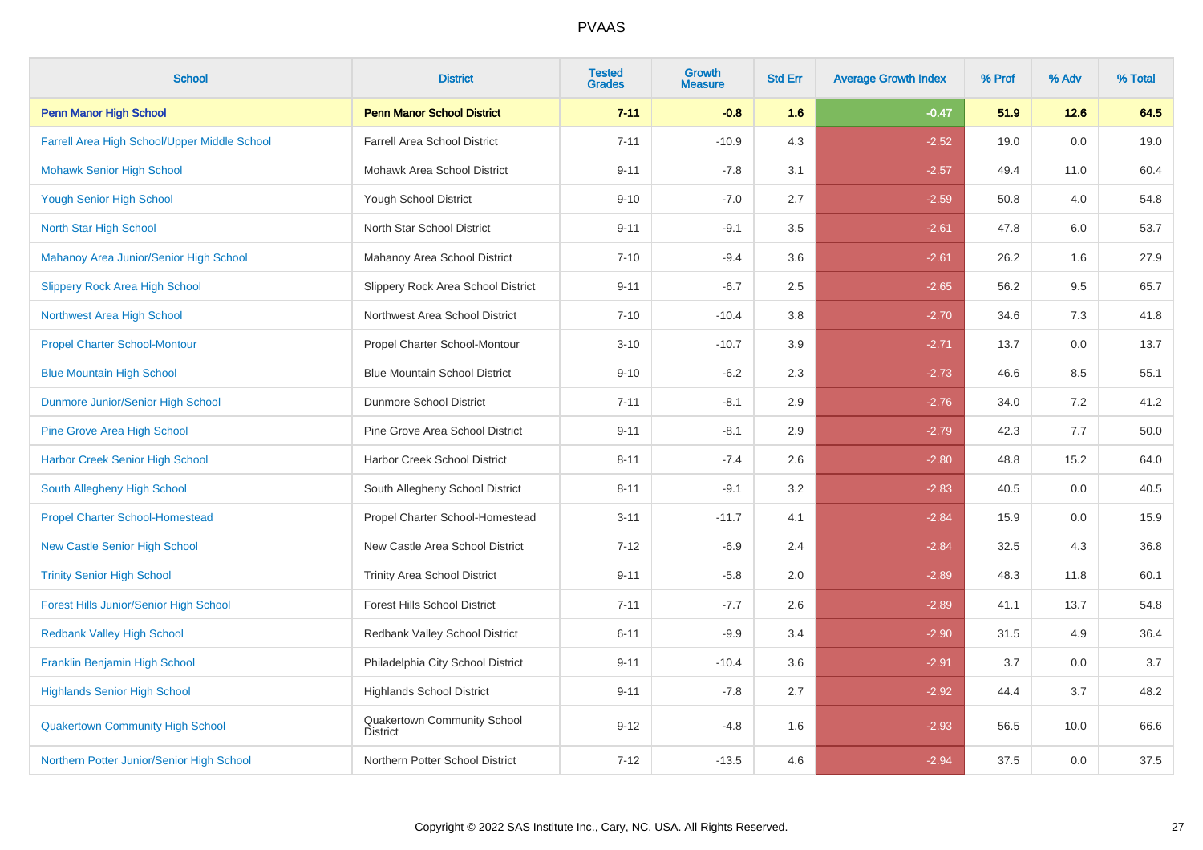PVAAS

| School | District | Tested Grades | Growth Measure | Std Err | Average Growth Index | % Prof | % Adv | % Total |
|---|---|---|---|---|---|---|---|---|
| **Penn Manor High School** | **Penn Manor School District** | **7-11** | **-0.8** | **1.6** | **-0.47** | **51.9** | **12.6** | **64.5** |
| Farrell Area High School/Upper Middle School | Farrell Area School District | 7-11 | -10.9 | 4.3 | -2.52 | 19.0 | 0.0 | 19.0 |
| Mohawk Senior High School | Mohawk Area School District | 9-11 | -7.8 | 3.1 | -2.57 | 49.4 | 11.0 | 60.4 |
| Yough Senior High School | Yough School District | 9-10 | -7.0 | 2.7 | -2.59 | 50.8 | 4.0 | 54.8 |
| North Star High School | North Star School District | 9-11 | -9.1 | 3.5 | -2.61 | 47.8 | 6.0 | 53.7 |
| Mahanoy Area Junior/Senior High School | Mahanoy Area School District | 7-10 | -9.4 | 3.6 | -2.61 | 26.2 | 1.6 | 27.9 |
| Slippery Rock Area High School | Slippery Rock Area School District | 9-11 | -6.7 | 2.5 | -2.65 | 56.2 | 9.5 | 65.7 |
| Northwest Area High School | Northwest Area School District | 7-10 | -10.4 | 3.8 | -2.70 | 34.6 | 7.3 | 41.8 |
| Propel Charter School-Montour | Propel Charter School-Montour | 3-10 | -10.7 | 3.9 | -2.71 | 13.7 | 0.0 | 13.7 |
| Blue Mountain High School | Blue Mountain School District | 9-10 | -6.2 | 2.3 | -2.73 | 46.6 | 8.5 | 55.1 |
| Dunmore Junior/Senior High School | Dunmore School District | 7-11 | -8.1 | 2.9 | -2.76 | 34.0 | 7.2 | 41.2 |
| Pine Grove Area High School | Pine Grove Area School District | 9-11 | -8.1 | 2.9 | -2.79 | 42.3 | 7.7 | 50.0 |
| Harbor Creek Senior High School | Harbor Creek School District | 8-11 | -7.4 | 2.6 | -2.80 | 48.8 | 15.2 | 64.0 |
| South Allegheny High School | South Allegheny School District | 8-11 | -9.1 | 3.2 | -2.83 | 40.5 | 0.0 | 40.5 |
| Propel Charter School-Homestead | Propel Charter School-Homestead | 3-11 | -11.7 | 4.1 | -2.84 | 15.9 | 0.0 | 15.9 |
| New Castle Senior High School | New Castle Area School District | 7-12 | -6.9 | 2.4 | -2.84 | 32.5 | 4.3 | 36.8 |
| Trinity Senior High School | Trinity Area School District | 9-11 | -5.8 | 2.0 | -2.89 | 48.3 | 11.8 | 60.1 |
| Forest Hills Junior/Senior High School | Forest Hills School District | 7-11 | -7.7 | 2.6 | -2.89 | 41.1 | 13.7 | 54.8 |
| Redbank Valley High School | Redbank Valley School District | 6-11 | -9.9 | 3.4 | -2.90 | 31.5 | 4.9 | 36.4 |
| Franklin Benjamin High School | Philadelphia City School District | 9-11 | -10.4 | 3.6 | -2.91 | 3.7 | 0.0 | 3.7 |
| Highlands Senior High School | Highlands School District | 9-11 | -7.8 | 2.7 | -2.92 | 44.4 | 3.7 | 48.2 |
| Quakertown Community High School | Quakertown Community School District | 9-12 | -4.8 | 1.6 | -2.93 | 56.5 | 10.0 | 66.6 |
| Northern Potter Junior/Senior High School | Northern Potter School District | 7-12 | -13.5 | 4.6 | -2.94 | 37.5 | 0.0 | 37.5 |

Copyright © 2022 SAS Institute Inc., Cary, NC, USA. All Rights Reserved.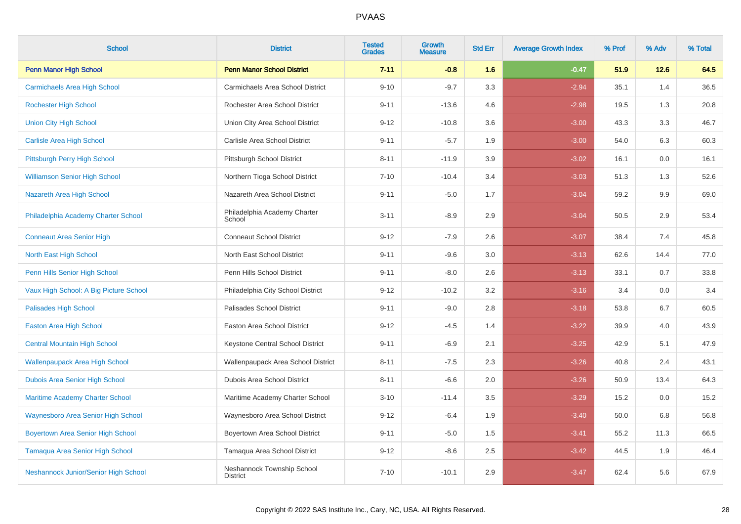# PVAAS

| School | District | Tested Grades | Growth Measure | Std Err | Average Growth Index | % Prof | % Adv | % Total |
|---|---|---|---|---|---|---|---|---|
| **Penn Manor High School** | **Penn Manor School District** | **7-11** | **-0.8** | **1.6** | **-0.47** | **51.9** | **12.6** | **64.5** |
| Carmichaels Area High School | Carmichaels Area School District | 9-10 | -9.7 | 3.3 | -2.94 | 35.1 | 1.4 | 36.5 |
| Rochester High School | Rochester Area School District | 9-11 | -13.6 | 4.6 | -2.98 | 19.5 | 1.3 | 20.8 |
| Union City High School | Union City Area School District | 9-12 | -10.8 | 3.6 | -3.00 | 43.3 | 3.3 | 46.7 |
| Carlisle Area High School | Carlisle Area School District | 9-11 | -5.7 | 1.9 | -3.00 | 54.0 | 6.3 | 60.3 |
| Pittsburgh Perry High School | Pittsburgh School District | 8-11 | -11.9 | 3.9 | -3.02 | 16.1 | 0.0 | 16.1 |
| Williamson Senior High School | Northern Tioga School District | 7-10 | -10.4 | 3.4 | -3.03 | 51.3 | 1.3 | 52.6 |
| Nazareth Area High School | Nazareth Area School District | 9-11 | -5.0 | 1.7 | -3.04 | 59.2 | 9.9 | 69.0 |
| Philadelphia Academy Charter School | Philadelphia Academy Charter School | 3-11 | -8.9 | 2.9 | -3.04 | 50.5 | 2.9 | 53.4 |
| Conneaut Area Senior High | Conneaut School District | 9-12 | -7.9 | 2.6 | -3.07 | 38.4 | 7.4 | 45.8 |
| North East High School | North East School District | 9-11 | -9.6 | 3.0 | -3.13 | 62.6 | 14.4 | 77.0 |
| Penn Hills Senior High School | Penn Hills School District | 9-11 | -8.0 | 2.6 | -3.13 | 33.1 | 0.7 | 33.8 |
| Vaux High School: A Big Picture School | Philadelphia City School District | 9-12 | -10.2 | 3.2 | -3.16 | 3.4 | 0.0 | 3.4 |
| Palisades High School | Palisades School District | 9-11 | -9.0 | 2.8 | -3.18 | 53.8 | 6.7 | 60.5 |
| Easton Area High School | Easton Area School District | 9-12 | -4.5 | 1.4 | -3.22 | 39.9 | 4.0 | 43.9 |
| Central Mountain High School | Keystone Central School District | 9-11 | -6.9 | 2.1 | -3.25 | 42.9 | 5.1 | 47.9 |
| Wallenpaupack Area High School | Wallenpaupack Area School District | 8-11 | -7.5 | 2.3 | -3.26 | 40.8 | 2.4 | 43.1 |
| Dubois Area Senior High School | Dubois Area School District | 8-11 | -6.6 | 2.0 | -3.26 | 50.9 | 13.4 | 64.3 |
| Maritime Academy Charter School | Maritime Academy Charter School | 3-10 | -11.4 | 3.5 | -3.29 | 15.2 | 0.0 | 15.2 |
| Waynesboro Area Senior High School | Waynesboro Area School District | 9-12 | -6.4 | 1.9 | -3.40 | 50.0 | 6.8 | 56.8 |
| Boyertown Area Senior High School | Boyertown Area School District | 9-11 | -5.0 | 1.5 | -3.41 | 55.2 | 11.3 | 66.5 |
| Tamaqua Area Senior High School | Tamaqua Area School District | 9-12 | -8.6 | 2.5 | -3.42 | 44.5 | 1.9 | 46.4 |
| Neshannock Junior/Senior High School | Neshannock Township School District | 7-10 | -10.1 | 2.9 | -3.47 | 62.4 | 5.6 | 67.9 |

Copyright © 2022 SAS Institute Inc., Cary, NC, USA. All Rights Reserved.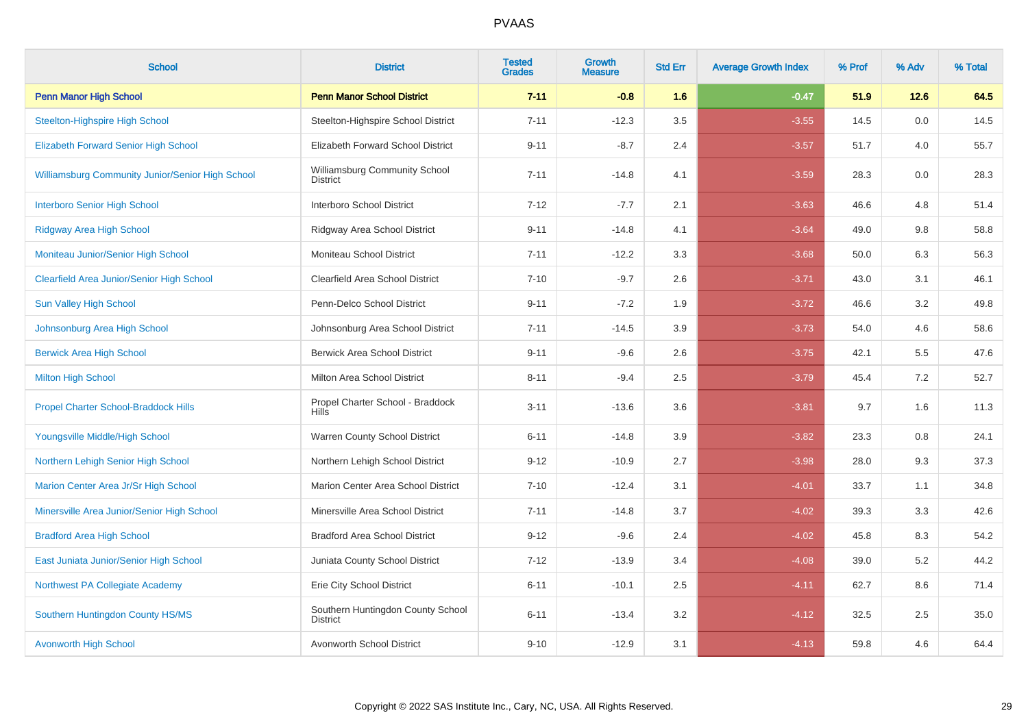# PVAAS

| School | District | Tested Grades | Growth Measure | Std Err | Average Growth Index | % Prof | % Adv | % Total |
|---|---|---|---|---|---|---|---|---|
| **Penn Manor High School** | **Penn Manor School District** | **7-11** | **-0.8** | **1.6** | **-0.47** | **51.9** | **12.6** | **64.5** |
| Steelton-Highspire High School | Steelton-Highspire School District | 7-11 | -12.3 | 3.5 | -3.55 | 14.5 | 0.0 | 14.5 |
| Elizabeth Forward Senior High School | Elizabeth Forward School District | 9-11 | -8.7 | 2.4 | -3.57 | 51.7 | 4.0 | 55.7 |
| Williamsburg Community Junior/Senior High School | Williamsburg Community School District | 7-11 | -14.8 | 4.1 | -3.59 | 28.3 | 0.0 | 28.3 |
| Interboro Senior High School | Interboro School District | 7-12 | -7.7 | 2.1 | -3.63 | 46.6 | 4.8 | 51.4 |
| Ridgway Area High School | Ridgway Area School District | 9-11 | -14.8 | 4.1 | -3.64 | 49.0 | 9.8 | 58.8 |
| Moniteau Junior/Senior High School | Moniteau School District | 7-11 | -12.2 | 3.3 | -3.68 | 50.0 | 6.3 | 56.3 |
| Clearfield Area Junior/Senior High School | Clearfield Area School District | 7-10 | -9.7 | 2.6 | -3.71 | 43.0 | 3.1 | 46.1 |
| Sun Valley High School | Penn-Delco School District | 9-11 | -7.2 | 1.9 | -3.72 | 46.6 | 3.2 | 49.8 |
| Johnsonburg Area High School | Johnsonburg Area School District | 7-11 | -14.5 | 3.9 | -3.73 | 54.0 | 4.6 | 58.6 |
| Berwick Area High School | Berwick Area School District | 9-11 | -9.6 | 2.6 | -3.75 | 42.1 | 5.5 | 47.6 |
| Milton High School | Milton Area School District | 8-11 | -9.4 | 2.5 | -3.79 | 45.4 | 7.2 | 52.7 |
| Propel Charter School-Braddock Hills | Propel Charter School - Braddock Hills | 3-11 | -13.6 | 3.6 | -3.81 | 9.7 | 1.6 | 11.3 |
| Youngsville Middle/High School | Warren County School District | 6-11 | -14.8 | 3.9 | -3.82 | 23.3 | 0.8 | 24.1 |
| Northern Lehigh Senior High School | Northern Lehigh School District | 9-12 | -10.9 | 2.7 | -3.98 | 28.0 | 9.3 | 37.3 |
| Marion Center Area Jr/Sr High School | Marion Center Area School District | 7-10 | -12.4 | 3.1 | -4.01 | 33.7 | 1.1 | 34.8 |
| Minersville Area Junior/Senior High School | Minersville Area School District | 7-11 | -14.8 | 3.7 | -4.02 | 39.3 | 3.3 | 42.6 |
| Bradford Area High School | Bradford Area School District | 9-12 | -9.6 | 2.4 | -4.02 | 45.8 | 8.3 | 54.2 |
| East Juniata Junior/Senior High School | Juniata County School District | 7-12 | -13.9 | 3.4 | -4.08 | 39.0 | 5.2 | 44.2 |
| Northwest PA Collegiate Academy | Erie City School District | 6-11 | -10.1 | 2.5 | -4.11 | 62.7 | 8.6 | 71.4 |
| Southern Huntingdon County HS/MS | Southern Huntingdon County School District | 6-11 | -13.4 | 3.2 | -4.12 | 32.5 | 2.5 | 35.0 |
| Avonworth High School | Avonworth School District | 9-10 | -12.9 | 3.1 | -4.13 | 59.8 | 4.6 | 64.4 |

Copyright © 2022 SAS Institute Inc., Cary, NC, USA. All Rights Reserved.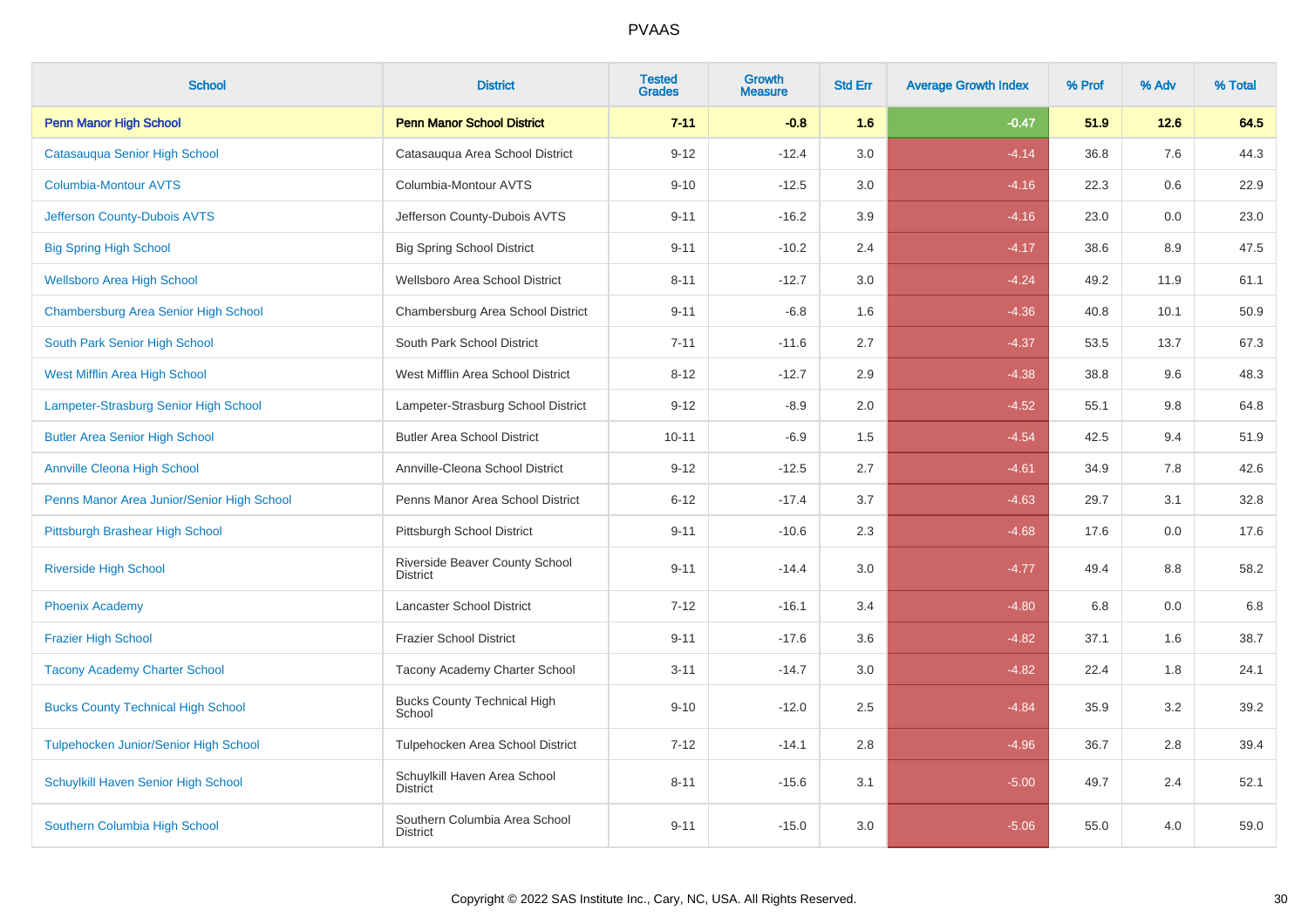# PVAAS

| School | District | Tested Grades | Growth Measure | Std Err | Average Growth Index | % Prof | % Adv | % Total |
|---|---|---|---|---|---|---|---|---|
| **Penn Manor High School** | **Penn Manor School District** | **7-11** | **-0.8** | **1.6** | **-0.47** | **51.9** | **12.6** | **64.5** |
| Catasauqua Senior High School | Catasauqua Area School District | 9-12 | -12.4 | 3.0 | -4.14 | 36.8 | 7.6 | 44.3 |
| Columbia-Montour AVTS | Columbia-Montour AVTS | 9-10 | -12.5 | 3.0 | -4.16 | 22.3 | 0.6 | 22.9 |
| Jefferson County-Dubois AVTS | Jefferson County-Dubois AVTS | 9-11 | -16.2 | 3.9 | -4.16 | 23.0 | 0.0 | 23.0 |
| Big Spring High School | Big Spring School District | 9-11 | -10.2 | 2.4 | -4.17 | 38.6 | 8.9 | 47.5 |
| Wellsboro Area High School | Wellsboro Area School District | 8-11 | -12.7 | 3.0 | -4.24 | 49.2 | 11.9 | 61.1 |
| Chambersburg Area Senior High School | Chambersburg Area School District | 9-11 | -6.8 | 1.6 | -4.36 | 40.8 | 10.1 | 50.9 |
| South Park Senior High School | South Park School District | 7-11 | -11.6 | 2.7 | -4.37 | 53.5 | 13.7 | 67.3 |
| West Mifflin Area High School | West Mifflin Area School District | 8-12 | -12.7 | 2.9 | -4.38 | 38.8 | 9.6 | 48.3 |
| Lampeter-Strasburg Senior High School | Lampeter-Strasburg School District | 9-12 | -8.9 | 2.0 | -4.52 | 55.1 | 9.8 | 64.8 |
| Butler Area Senior High School | Butler Area School District | 10-11 | -6.9 | 1.5 | -4.54 | 42.5 | 9.4 | 51.9 |
| Annville Cleona High School | Annville-Cleona School District | 9-12 | -12.5 | 2.7 | -4.61 | 34.9 | 7.8 | 42.6 |
| Penns Manor Area Junior/Senior High School | Penns Manor Area School District | 6-12 | -17.4 | 3.7 | -4.63 | 29.7 | 3.1 | 32.8 |
| Pittsburgh Brashear High School | Pittsburgh School District | 9-11 | -10.6 | 2.3 | -4.68 | 17.6 | 0.0 | 17.6 |
| Riverside High School | Riverside Beaver County School District | 9-11 | -14.4 | 3.0 | -4.77 | 49.4 | 8.8 | 58.2 |
| Phoenix Academy | Lancaster School District | 7-12 | -16.1 | 3.4 | -4.80 | 6.8 | 0.0 | 6.8 |
| Frazier High School | Frazier School District | 9-11 | -17.6 | 3.6 | -4.82 | 37.1 | 1.6 | 38.7 |
| Tacony Academy Charter School | Tacony Academy Charter School | 3-11 | -14.7 | 3.0 | -4.82 | 22.4 | 1.8 | 24.1 |
| Bucks County Technical High School | Bucks County Technical High School | 9-10 | -12.0 | 2.5 | -4.84 | 35.9 | 3.2 | 39.2 |
| Tulpehocken Junior/Senior High School | Tulpehocken Area School District | 7-12 | -14.1 | 2.8 | -4.96 | 36.7 | 2.8 | 39.4 |
| Schuylkill Haven Senior High School | Schuylkill Haven Area School District | 8-11 | -15.6 | 3.1 | -5.00 | 49.7 | 2.4 | 52.1 |
| Southern Columbia High School | Southern Columbia Area School District | 9-11 | -15.0 | 3.0 | -5.06 | 55.0 | 4.0 | 59.0 |

Copyright © 2022 SAS Institute Inc., Cary, NC, USA. All Rights Reserved.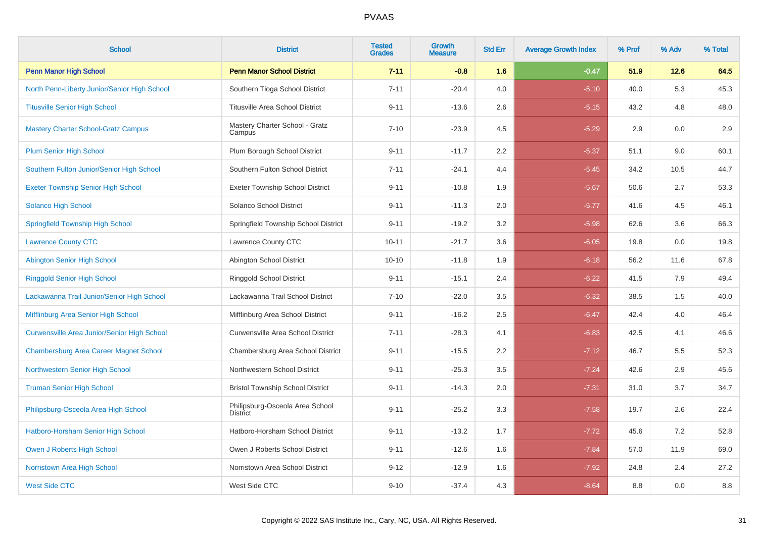# PVAAS

| School | District | Tested Grades | Growth Measure | Std Err | Average Growth Index | % Prof | % Adv | % Total |
|---|---|---|---|---|---|---|---|---|
| **Penn Manor High School** | **Penn Manor School District** | **7-11** | **-0.8** | **1.6** | **-0.47** | **51.9** | **12.6** | **64.5** |
| North Penn-Liberty Junior/Senior High School | Southern Tioga School District | 7-11 | -20.4 | 4.0 | -5.10 | 40.0 | 5.3 | 45.3 |
| Titusville Senior High School | Titusville Area School District | 9-11 | -13.6 | 2.6 | -5.15 | 43.2 | 4.8 | 48.0 |
| Mastery Charter School-Gratz Campus | Mastery Charter School - Gratz Campus | 7-10 | -23.9 | 4.5 | -5.29 | 2.9 | 0.0 | 2.9 |
| Plum Senior High School | Plum Borough School District | 9-11 | -11.7 | 2.2 | -5.37 | 51.1 | 9.0 | 60.1 |
| Southern Fulton Junior/Senior High School | Southern Fulton School District | 7-11 | -24.1 | 4.4 | -5.45 | 34.2 | 10.5 | 44.7 |
| Exeter Township Senior High School | Exeter Township School District | 9-11 | -10.8 | 1.9 | -5.67 | 50.6 | 2.7 | 53.3 |
| Solanco High School | Solanco School District | 9-11 | -11.3 | 2.0 | -5.77 | 41.6 | 4.5 | 46.1 |
| Springfield Township High School | Springfield Township School District | 9-11 | -19.2 | 3.2 | -5.98 | 62.6 | 3.6 | 66.3 |
| Lawrence County CTC | Lawrence County CTC | 10-11 | -21.7 | 3.6 | -6.05 | 19.8 | 0.0 | 19.8 |
| Abington Senior High School | Abington School District | 10-10 | -11.8 | 1.9 | -6.18 | 56.2 | 11.6 | 67.8 |
| Ringgold Senior High School | Ringgold School District | 9-11 | -15.1 | 2.4 | -6.22 | 41.5 | 7.9 | 49.4 |
| Lackawanna Trail Junior/Senior High School | Lackawanna Trail School District | 7-10 | -22.0 | 3.5 | -6.32 | 38.5 | 1.5 | 40.0 |
| Mifflinburg Area Senior High School | Mifflinburg Area School District | 9-11 | -16.2 | 2.5 | -6.47 | 42.4 | 4.0 | 46.4 |
| Curwensville Area Junior/Senior High School | Curwensville Area School District | 7-11 | -28.3 | 4.1 | -6.83 | 42.5 | 4.1 | 46.6 |
| Chambersburg Area Career Magnet School | Chambersburg Area School District | 9-11 | -15.5 | 2.2 | -7.12 | 46.7 | 5.5 | 52.3 |
| Northwestern Senior High School | Northwestern School District | 9-11 | -25.3 | 3.5 | -7.24 | 42.6 | 2.9 | 45.6 |
| Truman Senior High School | Bristol Township School District | 9-11 | -14.3 | 2.0 | -7.31 | 31.0 | 3.7 | 34.7 |
| Philipsburg-Osceola Area High School | Philipsburg-Osceola Area School District | 9-11 | -25.2 | 3.3 | -7.58 | 19.7 | 2.6 | 22.4 |
| Hatboro-Horsham Senior High School | Hatboro-Horsham School District | 9-11 | -13.2 | 1.7 | -7.72 | 45.6 | 7.2 | 52.8 |
| Owen J Roberts High School | Owen J Roberts School District | 9-11 | -12.6 | 1.6 | -7.84 | 57.0 | 11.9 | 69.0 |
| Norristown Area High School | Norristown Area School District | 9-12 | -12.9 | 1.6 | -7.92 | 24.8 | 2.4 | 27.2 |
| West Side CTC | West Side CTC | 9-10 | -37.4 | 4.3 | -8.64 | 8.8 | 0.0 | 8.8 |

Copyright © 2022 SAS Institute Inc., Cary, NC, USA. All Rights Reserved.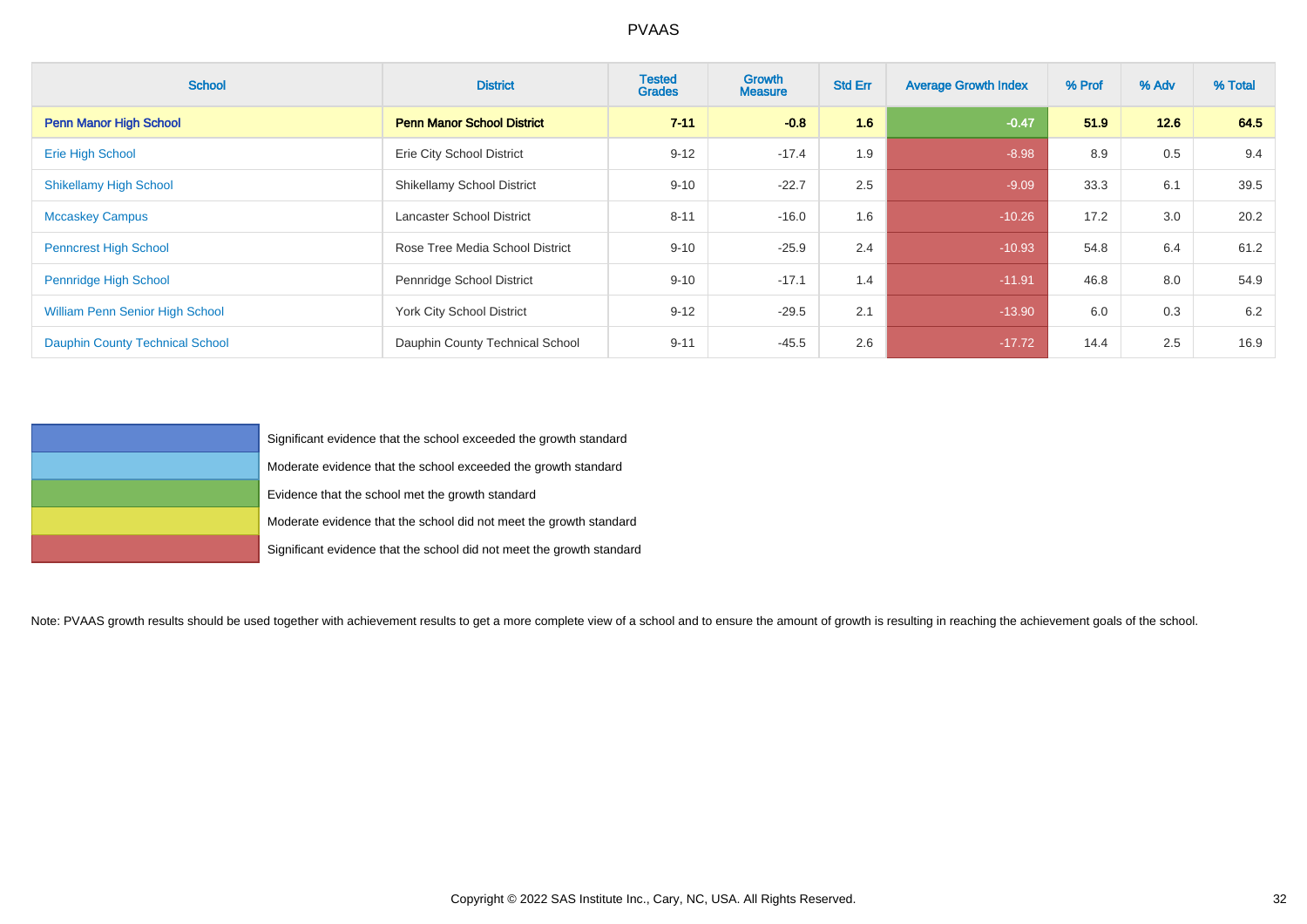# PVAAS

| School | District | Tested Grades | Growth Measure | Std Err | Average Growth Index | % Prof | % Adv | % Total |
|---|---|---|---|---|---|---|---|---|
| **Penn Manor High School** | **Penn Manor School District** | **7-11** | **-0.8** | **1.6** | **-0.47** | **51.9** | **12.6** | **64.5** |
| Erie High School | Erie City School District | 9-12 | -17.4 | 1.9 | -8.98 | 8.9 | 0.5 | 9.4 |
| Shikellamy High School | Shikellamy School District | 9-10 | -22.7 | 2.5 | -9.09 | 33.3 | 6.1 | 39.5 |
| Mccaskey Campus | Lancaster School District | 8-11 | -16.0 | 1.6 | -10.26 | 17.2 | 3.0 | 20.2 |
| Penncrest High School | Rose Tree Media School District | 9-10 | -25.9 | 2.4 | -10.93 | 54.8 | 6.4 | 61.2 |
| Pennridge High School | Pennridge School District | 9-10 | -17.1 | 1.4 | -11.91 | 46.8 | 8.0 | 54.9 |
| William Penn Senior High School | York City School District | 9-12 | -29.5 | 2.1 | -13.90 | 6.0 | 0.3 | 6.2 |
| Dauphin County Technical School | Dauphin County Technical School | 9-11 | -45.5 | 2.6 | -17.72 | 14.4 | 2.5 | 16.9 |

- Significant evidence that the school exceeded the growth standard
- Moderate evidence that the school exceeded the growth standard
- Evidence that the school met the growth standard
- Moderate evidence that the school did not meet the growth standard
- Significant evidence that the school did not meet the growth standard

Note: PVAAS growth results should be used together with achievement results to get a more complete view of a school and to ensure the amount of growth is resulting in reaching the achievement goals of the school.

Copyright © 2022 SAS Institute Inc., Cary, NC, USA. All Rights Reserved.